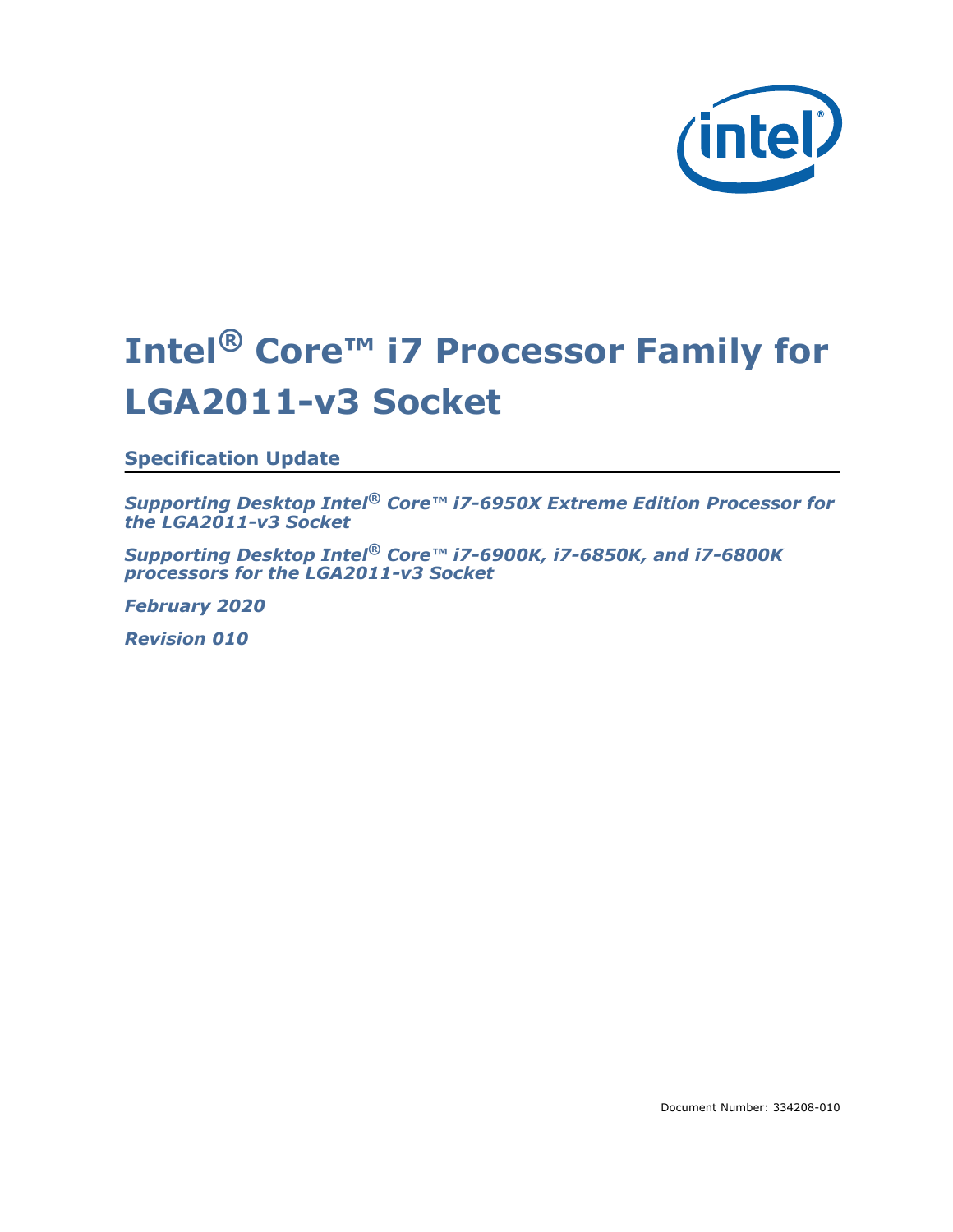# Intel® Core™ i7 Processor Family for LGA2011-v3 Socket

## Specification Update

***Supporting Desktop Intel® Core™ i7-6950X Extreme Edition Processor for the LGA2011-v3 Socket***

***Supporting Desktop Intel® Core™ i7-6900K, i7-6850K, and i7-6800K processors for the LGA2011-v3 Socket***

***February 2020***

***Revision 010***

Document Number: 334208-010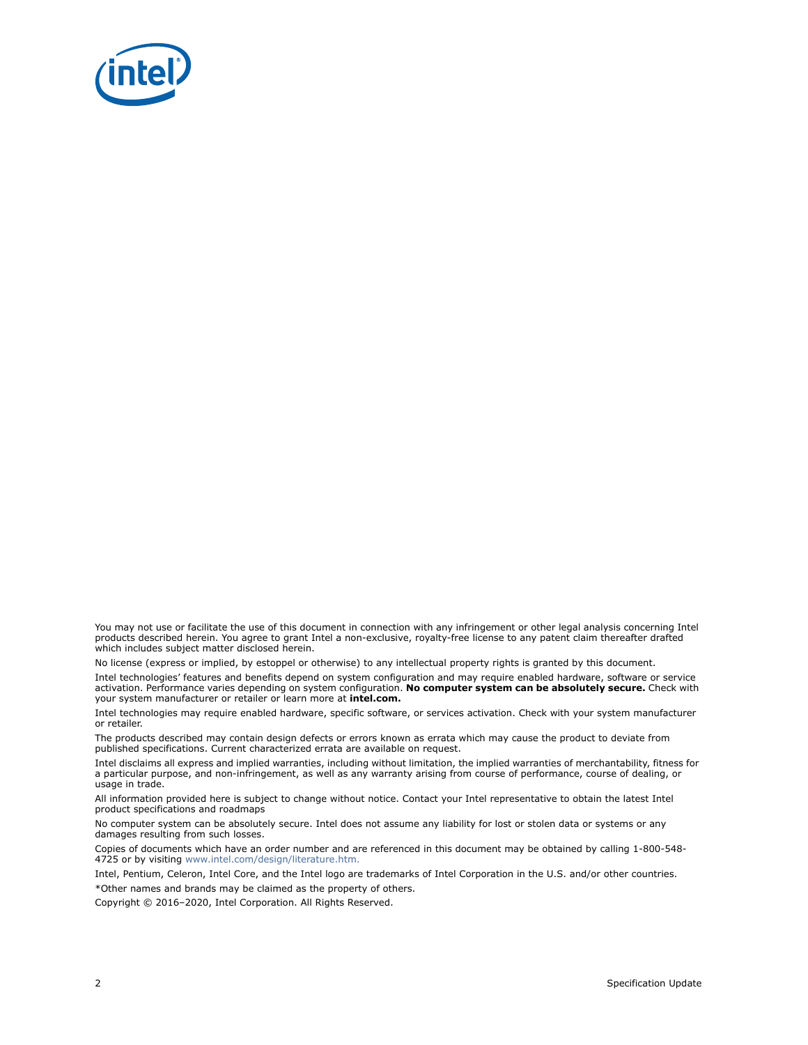You may not use or facilitate the use of this document in connection with any infringement or other legal analysis concerning Intel products described herein. You agree to grant Intel a non-exclusive, royalty-free license to any patent claim thereafter drafted which includes subject matter disclosed herein.

No license (express or implied, by estoppel or otherwise) to any intellectual property rights is granted by this document.

Intel technologies' features and benefits depend on system configuration and may require enabled hardware, software or service activation. Performance varies depending on system configuration. **No computer system can be absolutely secure.** Check with your system manufacturer or retailer or learn more at **intel.com.**

Intel technologies may require enabled hardware, specific software, or services activation. Check with your system manufacturer or retailer.

The products described may contain design defects or errors known as errata which may cause the product to deviate from published specifications. Current characterized errata are available on request.

Intel disclaims all express and implied warranties, including without limitation, the implied warranties of merchantability, fitness for a particular purpose, and non-infringement, as well as any warranty arising from course of performance, course of dealing, or usage in trade.

All information provided here is subject to change without notice. Contact your Intel representative to obtain the latest Intel product specifications and roadmaps

No computer system can be absolutely secure. Intel does not assume any liability for lost or stolen data or systems or any damages resulting from such losses.

Copies of documents which have an order number and are referenced in this document may be obtained by calling 1-800-548-4725 or by visiting www.intel.com/design/literature.htm.

Intel, Pentium, Celeron, Intel Core, and the Intel logo are trademarks of Intel Corporation in the U.S. and/or other countries.

*Other names and brands may be claimed as the property of others.

Copyright © 2016–2020, Intel Corporation. All Rights Reserved.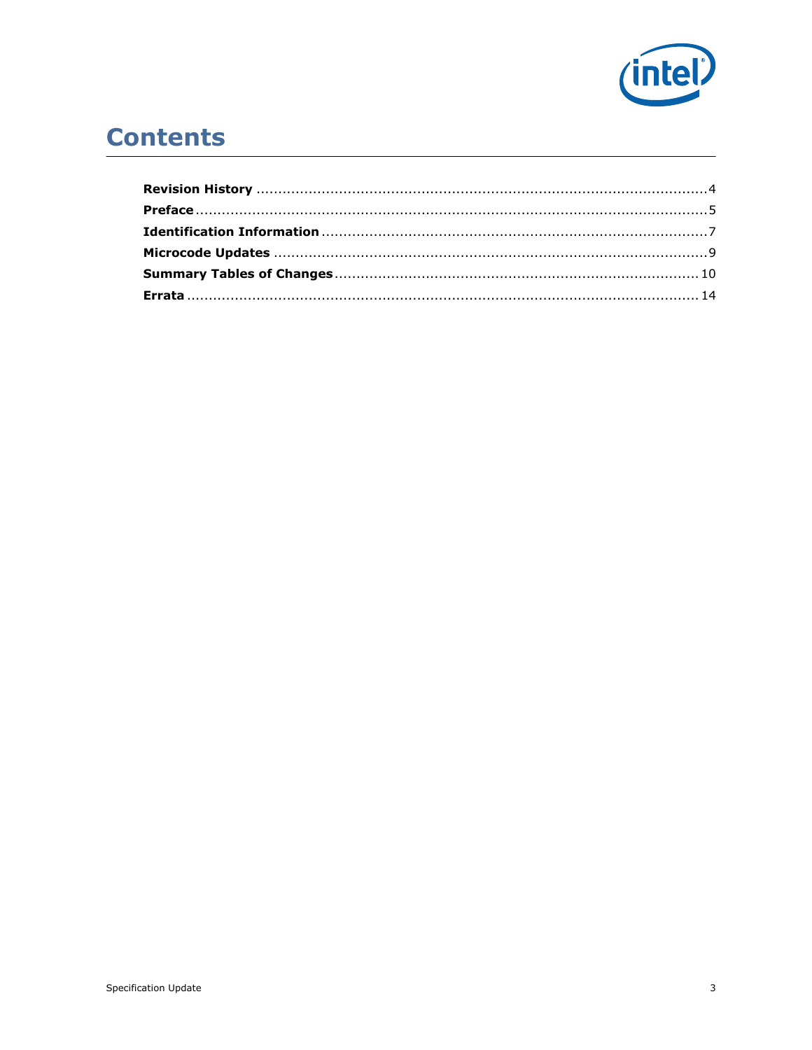# Contents

**Revision History** .......................................................................................................4
**Preface**.......................................................................................................................5
**Identification Information** .........................................................................................7
**Microcode Updates** ....................................................................................................9
**Summary Tables of Changes**...................................................................................10
**Errata** .......................................................................................................................14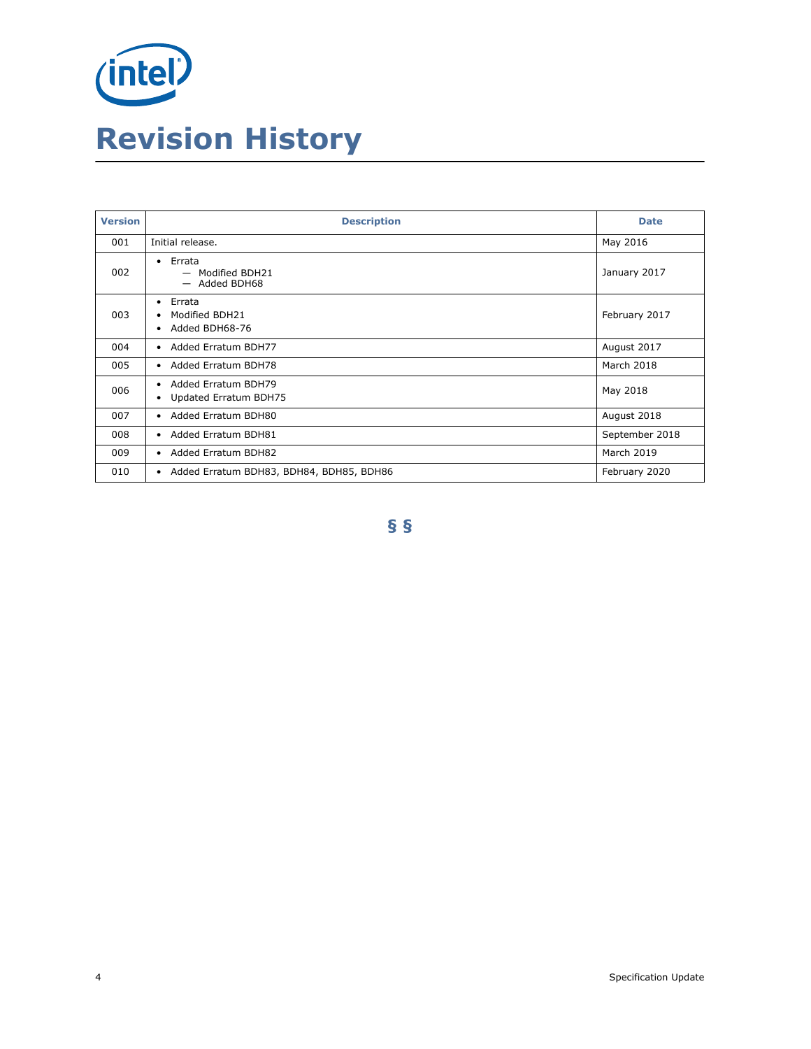# Revision History

| Version | Description | Date |
|---|---|---|
| 001 | Initial release. | May 2016 |
| 002 | • Errata<br>— Modified BDH21<br>— Added BDH68 | January 2017 |
| 003 | • Errata<br>• Modified BDH21<br>• Added BDH68-76 | February 2017 |
| 004 | • Added Erratum BDH77 | August 2017 |
| 005 | • Added Erratum BDH78 | March 2018 |
| 006 | • Added Erratum BDH79<br>• Updated Erratum BDH75 | May 2018 |
| 007 | • Added Erratum BDH80 | August 2018 |
| 008 | • Added Erratum BDH81 | September 2018 |
| 009 | • Added Erratum BDH82 | March 2019 |
| 010 | • Added Erratum BDH83, BDH84, BDH85, BDH86 | February 2020 |

§ §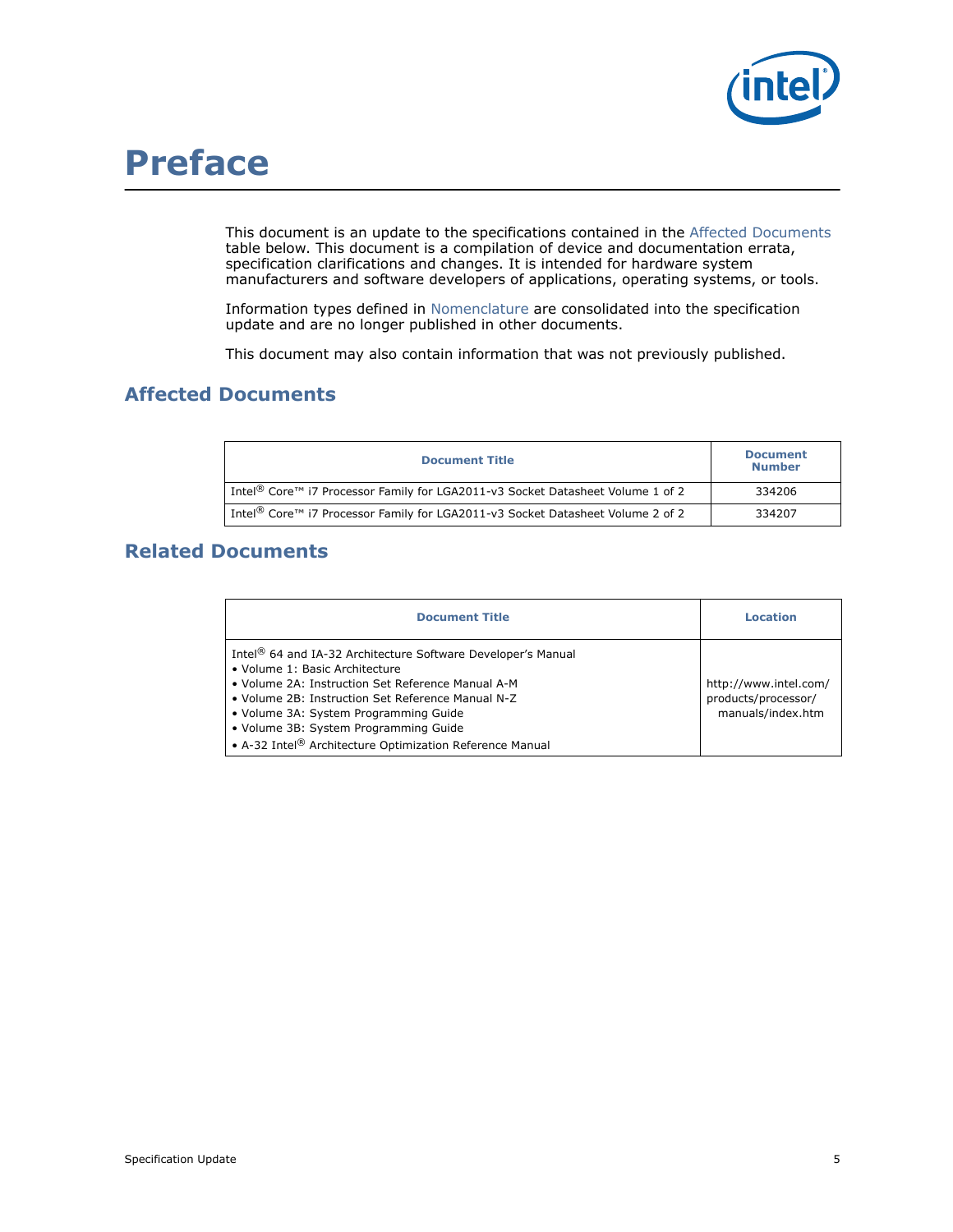# Preface

This document is an update to the specifications contained in the Affected Documents table below. This document is a compilation of device and documentation errata, specification clarifications and changes. It is intended for hardware system manufacturers and software developers of applications, operating systems, or tools.

Information types defined in Nomenclature are consolidated into the specification update and are no longer published in other documents.

This document may also contain information that was not previously published.

## Affected Documents

| Document Title | Document Number |
|---|---|
| Intel® Core™ i7 Processor Family for LGA2011-v3 Socket Datasheet Volume 1 of 2 | 334206 |
| Intel® Core™ i7 Processor Family for LGA2011-v3 Socket Datasheet Volume 2 of 2 | 334207 |

## Related Documents

| Document Title | Location |
|---|---|
| Intel® 64 and IA-32 Architecture Software Developer's Manual<br>• Volume 1: Basic Architecture<br>• Volume 2A: Instruction Set Reference Manual A-M<br>• Volume 2B: Instruction Set Reference Manual N-Z<br>• Volume 3A: System Programming Guide<br>• Volume 3B: System Programming Guide<br>• A-32 Intel® Architecture Optimization Reference Manual | http://www.intel.com/products/processor/manuals/index.htm |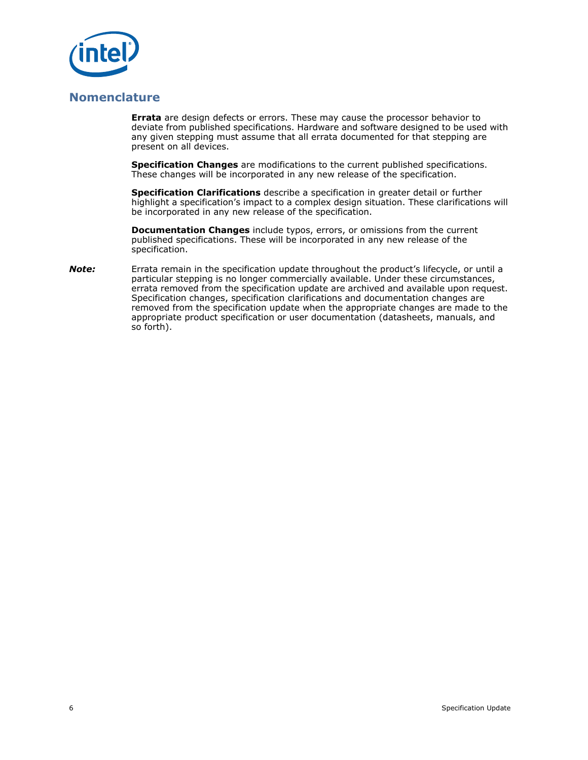## Nomenclature

**Errata** are design defects or errors. These may cause the processor behavior to deviate from published specifications. Hardware and software designed to be used with any given stepping must assume that all errata documented for that stepping are present on all devices.

**Specification Changes** are modifications to the current published specifications. These changes will be incorporated in any new release of the specification.

**Specification Clarifications** describe a specification in greater detail or further highlight a specification's impact to a complex design situation. These clarifications will be incorporated in any new release of the specification.

**Documentation Changes** include typos, errors, or omissions from the current published specifications. These will be incorporated in any new release of the specification.

***Note:*** Errata remain in the specification update throughout the product's lifecycle, or until a particular stepping is no longer commercially available. Under these circumstances, errata removed from the specification update are archived and available upon request. Specification changes, specification clarifications and documentation changes are removed from the specification update when the appropriate changes are made to the appropriate product specification or user documentation (datasheets, manuals, and so forth).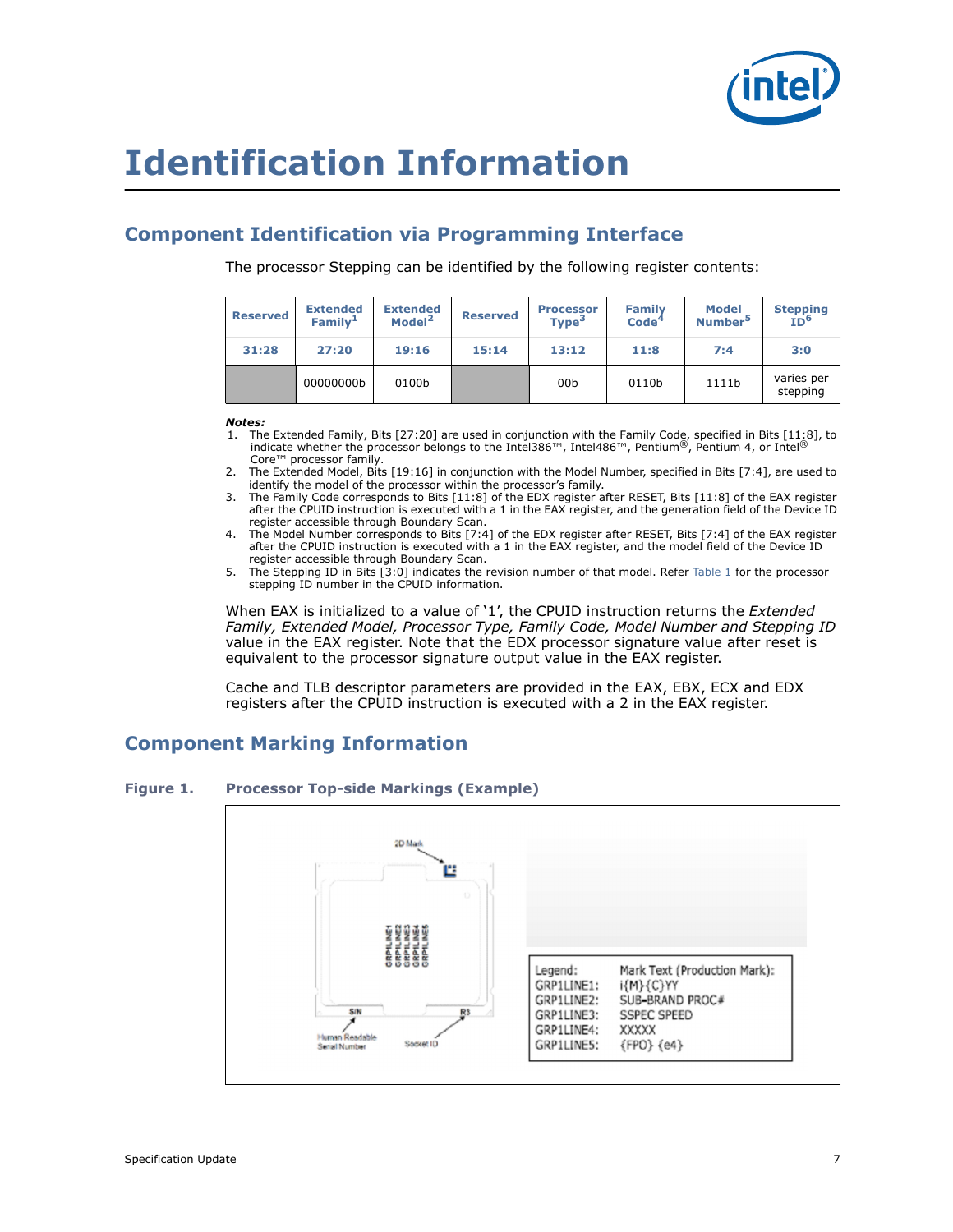# Identification Information

## Component Identification via Programming Interface

The processor Stepping can be identified by the following register contents:

| Reserved | Extended Family[1] | Extended Model[2] | Reserved | Processor Type[3] | Family Code[4] | Model Number[5] | Stepping ID[6] |
|---|---|---|---|---|---|---|---|
| 31:28 | 27:20 | 19:16 | 15:14 | 13:12 | 11:8 | 7:4 | 3:0 |
| | 00000000b | 0100b | | 00b | 0110b | 1111b | varies per stepping |

***Notes:***

1. The Extended Family, Bits [27:20] are used in conjunction with the Family Code, specified in Bits [11:8], to indicate whether the processor belongs to the Intel386™, Intel486™, Pentium®, Pentium 4, or Intel® Core™ processor family.
2. The Extended Model, Bits [19:16] in conjunction with the Model Number, specified in Bits [7:4], are used to identify the model of the processor within the processor's family.
3. The Family Code corresponds to Bits [11:8] of the EDX register after RESET, Bits [11:8] of the EAX register after the CPUID instruction is executed with a 1 in the EAX register, and the generation field of the Device ID register accessible through Boundary Scan.
4. The Model Number corresponds to Bits [7:4] of the EDX register after RESET, Bits [7:4] of the EAX register after the CPUID instruction is executed with a 1 in the EAX register, and the model field of the Device ID register accessible through Boundary Scan.
5. The Stepping ID in Bits [3:0] indicates the revision number of that model. Refer Table 1 for the processor stepping ID number in the CPUID information.

When EAX is initialized to a value of '1', the CPUID instruction returns the *Extended Family, Extended Model, Processor Type, Family Code, Model Number and Stepping ID* value in the EAX register. Note that the EDX processor signature value after reset is equivalent to the processor signature output value in the EAX register.

Cache and TLB descriptor parameters are provided in the EAX, EBX, ECX and EDX registers after the CPUID instruction is executed with a 2 in the EAX register.

## Component Marking Information

**Figure 1. Processor Top-side Markings (Example)**

| Legend: | Mark Text (Production Mark): |
|---|---|
| GRP1LINE1: | i{M}{C}YY |
| GRP1LINE2: | SUB-BRAND PROC# |
| GRP1LINE3: | SSPEC SPEED |
| GRP1LINE4: | XXXXX |
| GRP1LINE5: | {FPO} {e4} |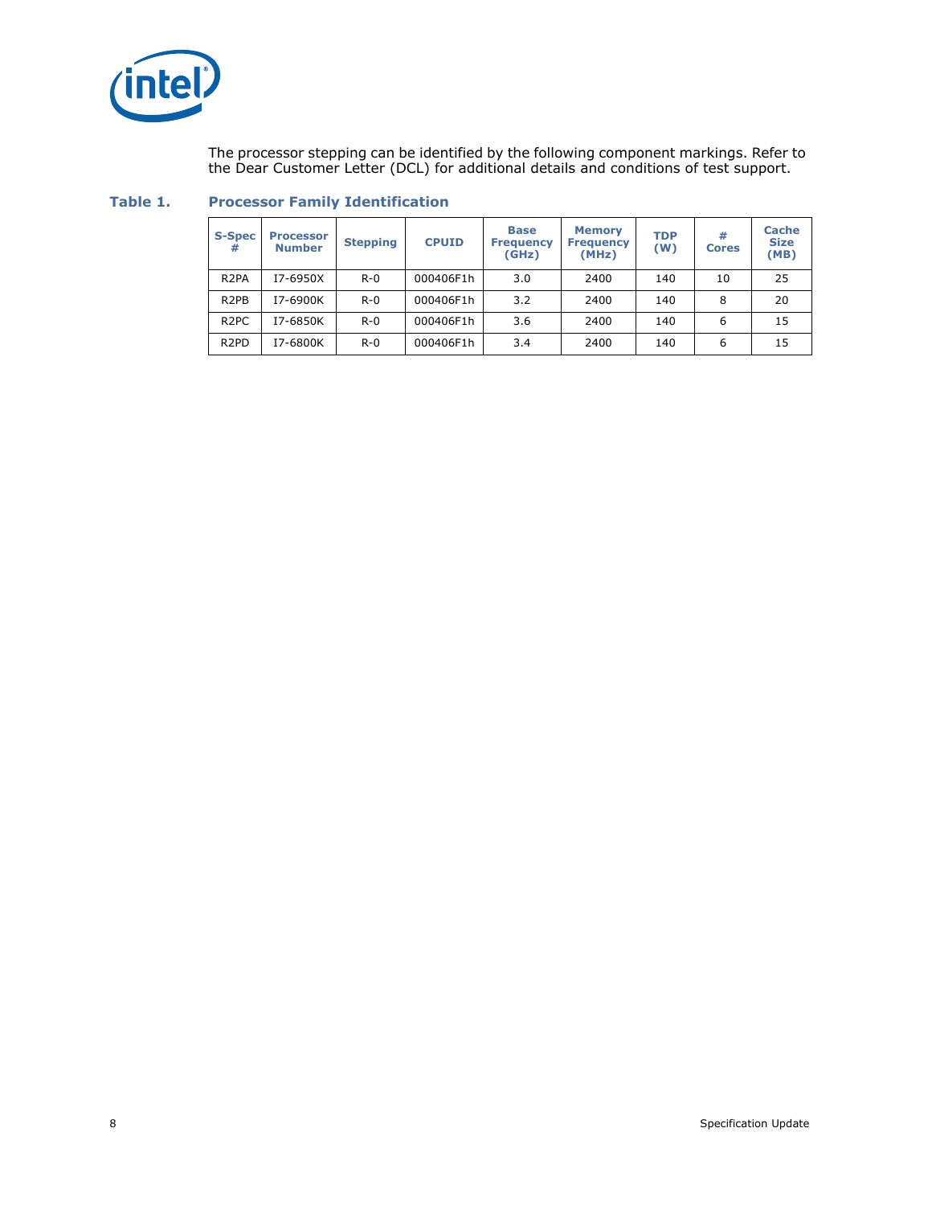The processor stepping can be identified by the following component markings. Refer to the Dear Customer Letter (DCL) for additional details and conditions of test support.

**Table 1. Processor Family Identification**

| S-Spec # | Processor Number | Stepping | CPUID | Base Frequency (GHz) | Memory Frequency (MHz) | TDP (W) | # Cores | Cache Size (MB) |
|---|---|---|---|---|---|---|---|---|
| R2PA | I7-6950X | R-0 | 000406F1h | 3.0 | 2400 | 140 | 10 | 25 |
| R2PB | I7-6900K | R-0 | 000406F1h | 3.2 | 2400 | 140 | 8 | 20 |
| R2PC | I7-6850K | R-0 | 000406F1h | 3.6 | 2400 | 140 | 6 | 15 |
| R2PD | I7-6800K | R-0 | 000406F1h | 3.4 | 2400 | 140 | 6 | 15 |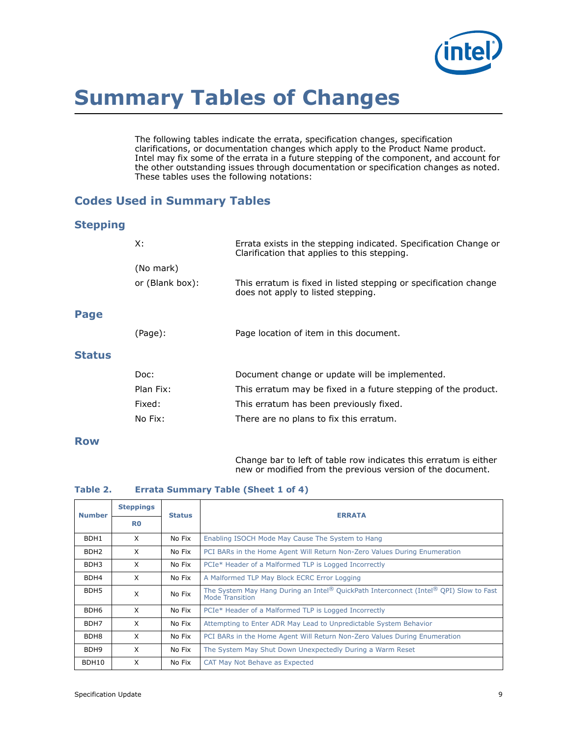# Summary Tables of Changes

The following tables indicate the errata, specification changes, specification clarifications, or documentation changes which apply to the Product Name product. Intel may fix some of the errata in a future stepping of the component, and account for the other outstanding issues through documentation or specification changes as noted. These tables uses the following notations:

## Codes Used in Summary Tables

### Stepping

X: Errata exists in the stepping indicated. Specification Change or Clarification that applies to this stepping.

(No mark)

or (Blank box): This erratum is fixed in listed stepping or specification change does not apply to listed stepping.

### Page

(Page): Page location of item in this document.

### Status

Doc: Document change or update will be implemented.

Plan Fix: This erratum may be fixed in a future stepping of the product.

Fixed: This erratum has been previously fixed.

No Fix: There are no plans to fix this erratum.

### Row

Change bar to left of table row indicates this erratum is either new or modified from the previous version of the document.

**Table 2. Errata Summary Table (Sheet 1 of 4)**

| Number | Steppings | Status | ERRATA |
|---|---|---|---|
| | R0 | | |
| BDH1 | X | No Fix | Enabling ISOCH Mode May Cause The System to Hang |
| BDH2 | X | No Fix | PCI BARs in the Home Agent Will Return Non-Zero Values During Enumeration |
| BDH3 | X | No Fix | PCIe* Header of a Malformed TLP is Logged Incorrectly |
| BDH4 | X | No Fix | A Malformed TLP May Block ECRC Error Logging |
| BDH5 | X | No Fix | The System May Hang During an Intel® QuickPath Interconnect (Intel® QPI) Slow to Fast Mode Transition |
| BDH6 | X | No Fix | PCIe* Header of a Malformed TLP is Logged Incorrectly |
| BDH7 | X | No Fix | Attempting to Enter ADR May Lead to Unpredictable System Behavior |
| BDH8 | X | No Fix | PCI BARs in the Home Agent Will Return Non-Zero Values During Enumeration |
| BDH9 | X | No Fix | The System May Shut Down Unexpectedly During a Warm Reset |
| BDH10 | X | No Fix | CAT May Not Behave as Expected |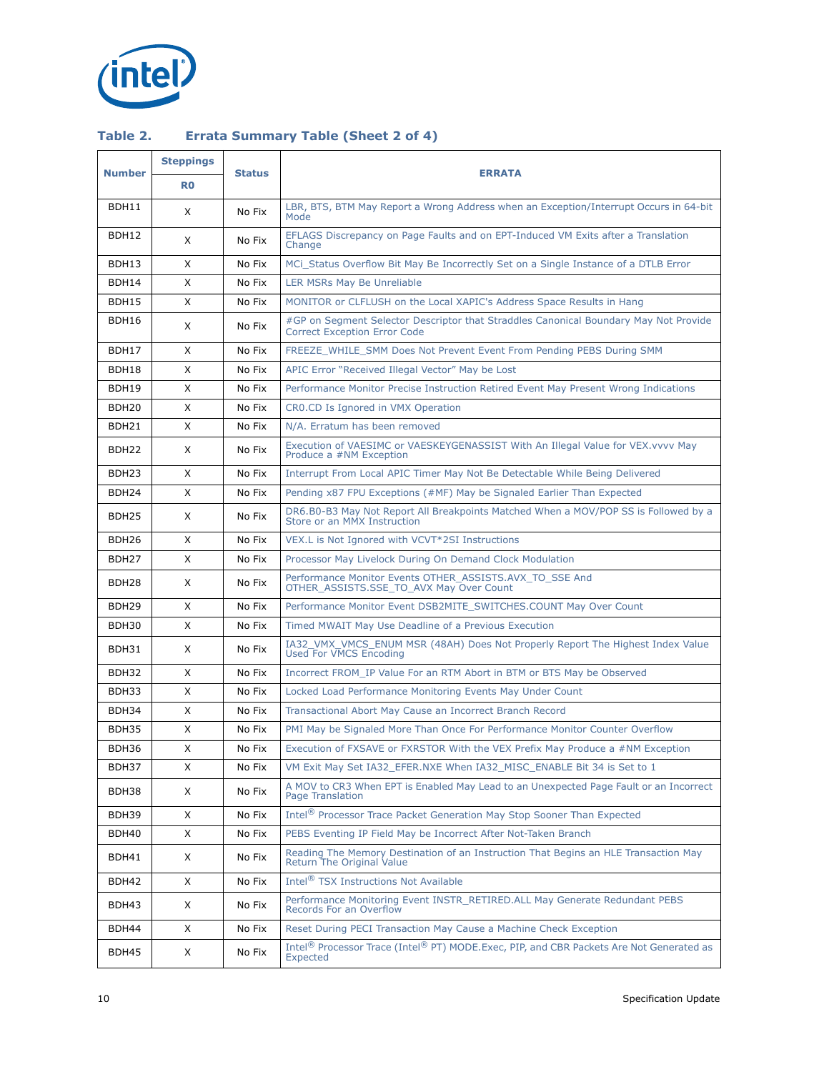**Table 2. Errata Summary Table (Sheet 2 of 4)**

| Number | Steppings | Status | ERRATA |
|---|---|---|---|
| | R0 | | |
| BDH11 | X | No Fix | LBR, BTS, BTM May Report a Wrong Address when an Exception/Interrupt Occurs in 64-bit Mode |
| BDH12 | X | No Fix | EFLAGS Discrepancy on Page Faults and on EPT-Induced VM Exits after a Translation Change |
| BDH13 | X | No Fix | MCi_Status Overflow Bit May Be Incorrectly Set on a Single Instance of a DTLB Error |
| BDH14 | X | No Fix | LER MSRs May Be Unreliable |
| BDH15 | X | No Fix | MONITOR or CLFLUSH on the Local XAPIC's Address Space Results in Hang |
| BDH16 | X | No Fix | #GP on Segment Selector Descriptor that Straddles Canonical Boundary May Not Provide Correct Exception Error Code |
| BDH17 | X | No Fix | FREEZE_WHILE_SMM Does Not Prevent Event From Pending PEBS During SMM |
| BDH18 | X | No Fix | APIC Error "Received Illegal Vector" May be Lost |
| BDH19 | X | No Fix | Performance Monitor Precise Instruction Retired Event May Present Wrong Indications |
| BDH20 | X | No Fix | CR0.CD Is Ignored in VMX Operation |
| BDH21 | X | No Fix | N/A. Erratum has been removed |
| BDH22 | X | No Fix | Execution of VAESIMC or VAESKEYGENASSIST With An Illegal Value for VEX.vvvv May Produce a #NM Exception |
| BDH23 | X | No Fix | Interrupt From Local APIC Timer May Not Be Detectable While Being Delivered |
| BDH24 | X | No Fix | Pending x87 FPU Exceptions (#MF) May be Signaled Earlier Than Expected |
| BDH25 | X | No Fix | DR6.B0-B3 May Not Report All Breakpoints Matched When a MOV/POP SS is Followed by a Store or an MMX Instruction |
| BDH26 | X | No Fix | VEX.L is Not Ignored with VCVT*2SI Instructions |
| BDH27 | X | No Fix | Processor May Livelock During On Demand Clock Modulation |
| BDH28 | X | No Fix | Performance Monitor Events OTHER_ASSISTS.AVX_TO_SSE And OTHER_ASSISTS.SSE_TO_AVX May Over Count |
| BDH29 | X | No Fix | Performance Monitor Event DSB2MITE_SWITCHES.COUNT May Over Count |
| BDH30 | X | No Fix | Timed MWAIT May Use Deadline of a Previous Execution |
| BDH31 | X | No Fix | IA32_VMX_VMCS_ENUM MSR (48AH) Does Not Properly Report The Highest Index Value Used For VMCS Encoding |
| BDH32 | X | No Fix | Incorrect FROM_IP Value For an RTM Abort in BTM or BTS May be Observed |
| BDH33 | X | No Fix | Locked Load Performance Monitoring Events May Under Count |
| BDH34 | X | No Fix | Transactional Abort May Cause an Incorrect Branch Record |
| BDH35 | X | No Fix | PMI May be Signaled More Than Once For Performance Monitor Counter Overflow |
| BDH36 | X | No Fix | Execution of FXSAVE or FXRSTOR With the VEX Prefix May Produce a #NM Exception |
| BDH37 | X | No Fix | VM Exit May Set IA32_EFER.NXE When IA32_MISC_ENABLE Bit 34 is Set to 1 |
| BDH38 | X | No Fix | A MOV to CR3 When EPT is Enabled May Lead to an Unexpected Page Fault or an Incorrect Page Translation |
| BDH39 | X | No Fix | Intel® Processor Trace Packet Generation May Stop Sooner Than Expected |
| BDH40 | X | No Fix | PEBS Eventing IP Field May be Incorrect After Not-Taken Branch |
| BDH41 | X | No Fix | Reading The Memory Destination of an Instruction That Begins an HLE Transaction May Return The Original Value |
| BDH42 | X | No Fix | Intel® TSX Instructions Not Available |
| BDH43 | X | No Fix | Performance Monitoring Event INSTR_RETIRED.ALL May Generate Redundant PEBS Records For an Overflow |
| BDH44 | X | No Fix | Reset During PECI Transaction May Cause a Machine Check Exception |
| BDH45 | X | No Fix | Intel® Processor Trace (Intel® PT) MODE.Exec, PIP, and CBR Packets Are Not Generated as Expected |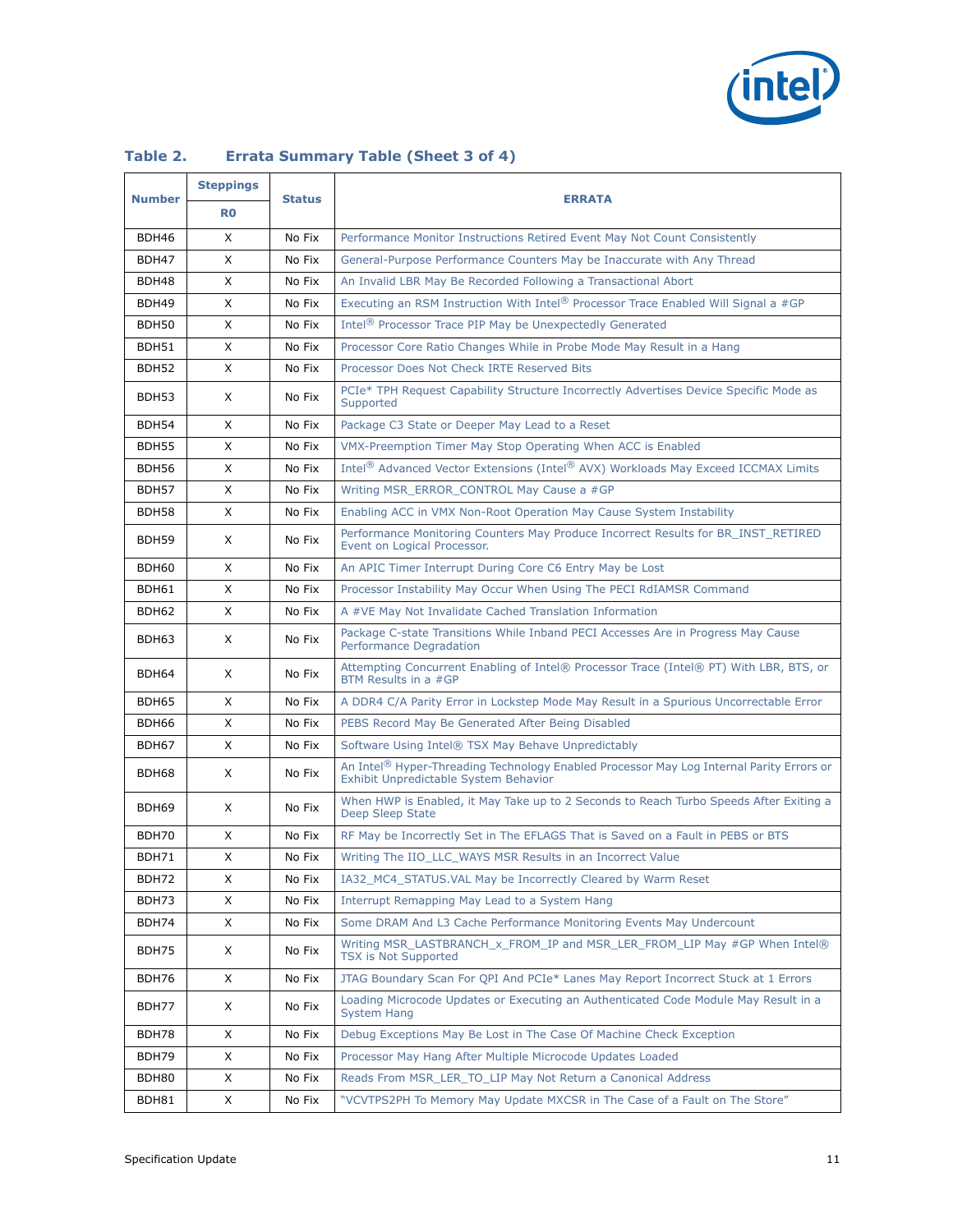**Table 2. Errata Summary Table (Sheet 3 of 4)**

| Number | Steppings | Status | ERRATA |
|---|---|---|---|
| | R0 | | |
| BDH46 | X | No Fix | Performance Monitor Instructions Retired Event May Not Count Consistently |
| BDH47 | X | No Fix | General-Purpose Performance Counters May be Inaccurate with Any Thread |
| BDH48 | X | No Fix | An Invalid LBR May Be Recorded Following a Transactional Abort |
| BDH49 | X | No Fix | Executing an RSM Instruction With Intel® Processor Trace Enabled Will Signal a #GP |
| BDH50 | X | No Fix | Intel® Processor Trace PIP May be Unexpectedly Generated |
| BDH51 | X | No Fix | Processor Core Ratio Changes While in Probe Mode May Result in a Hang |
| BDH52 | X | No Fix | Processor Does Not Check IRTE Reserved Bits |
| BDH53 | X | No Fix | PCIe* TPH Request Capability Structure Incorrectly Advertises Device Specific Mode as Supported |
| BDH54 | X | No Fix | Package C3 State or Deeper May Lead to a Reset |
| BDH55 | X | No Fix | VMX-Preemption Timer May Stop Operating When ACC is Enabled |
| BDH56 | X | No Fix | Intel® Advanced Vector Extensions (Intel® AVX) Workloads May Exceed ICCMAX Limits |
| BDH57 | X | No Fix | Writing MSR_ERROR_CONTROL May Cause a #GP |
| BDH58 | X | No Fix | Enabling ACC in VMX Non-Root Operation May Cause System Instability |
| BDH59 | X | No Fix | Performance Monitoring Counters May Produce Incorrect Results for BR_INST_RETIRED Event on Logical Processor. |
| BDH60 | X | No Fix | An APIC Timer Interrupt During Core C6 Entry May be Lost |
| BDH61 | X | No Fix | Processor Instability May Occur When Using The PECI RdIAMSR Command |
| BDH62 | X | No Fix | A #VE May Not Invalidate Cached Translation Information |
| BDH63 | X | No Fix | Package C-state Transitions While Inband PECI Accesses Are in Progress May Cause Performance Degradation |
| BDH64 | X | No Fix | Attempting Concurrent Enabling of Intel® Processor Trace (Intel® PT) With LBR, BTS, or BTM Results in a #GP |
| BDH65 | X | No Fix | A DDR4 C/A Parity Error in Lockstep Mode May Result in a Spurious Uncorrectable Error |
| BDH66 | X | No Fix | PEBS Record May Be Generated After Being Disabled |
| BDH67 | X | No Fix | Software Using Intel® TSX May Behave Unpredictably |
| BDH68 | X | No Fix | An Intel® Hyper-Threading Technology Enabled Processor May Log Internal Parity Errors or Exhibit Unpredictable System Behavior |
| BDH69 | X | No Fix | When HWP is Enabled, it May Take up to 2 Seconds to Reach Turbo Speeds After Exiting a Deep Sleep State |
| BDH70 | X | No Fix | RF May be Incorrectly Set in The EFLAGS That is Saved on a Fault in PEBS or BTS |
| BDH71 | X | No Fix | Writing The IIO_LLC_WAYS MSR Results in an Incorrect Value |
| BDH72 | X | No Fix | IA32_MC4_STATUS.VAL May be Incorrectly Cleared by Warm Reset |
| BDH73 | X | No Fix | Interrupt Remapping May Lead to a System Hang |
| BDH74 | X | No Fix | Some DRAM And L3 Cache Performance Monitoring Events May Undercount |
| BDH75 | X | No Fix | Writing MSR_LASTBRANCH_x_FROM_IP and MSR_LER_FROM_LIP May #GP When Intel® TSX is Not Supported |
| BDH76 | X | No Fix | JTAG Boundary Scan For QPI And PCIe* Lanes May Report Incorrect Stuck at 1 Errors |
| BDH77 | X | No Fix | Loading Microcode Updates or Executing an Authenticated Code Module May Result in a System Hang |
| BDH78 | X | No Fix | Debug Exceptions May Be Lost in The Case Of Machine Check Exception |
| BDH79 | X | No Fix | Processor May Hang After Multiple Microcode Updates Loaded |
| BDH80 | X | No Fix | Reads From MSR_LER_TO_LIP May Not Return a Canonical Address |
| BDH81 | X | No Fix | "VCVTPS2PH To Memory May Update MXCSR in The Case of a Fault on The Store" |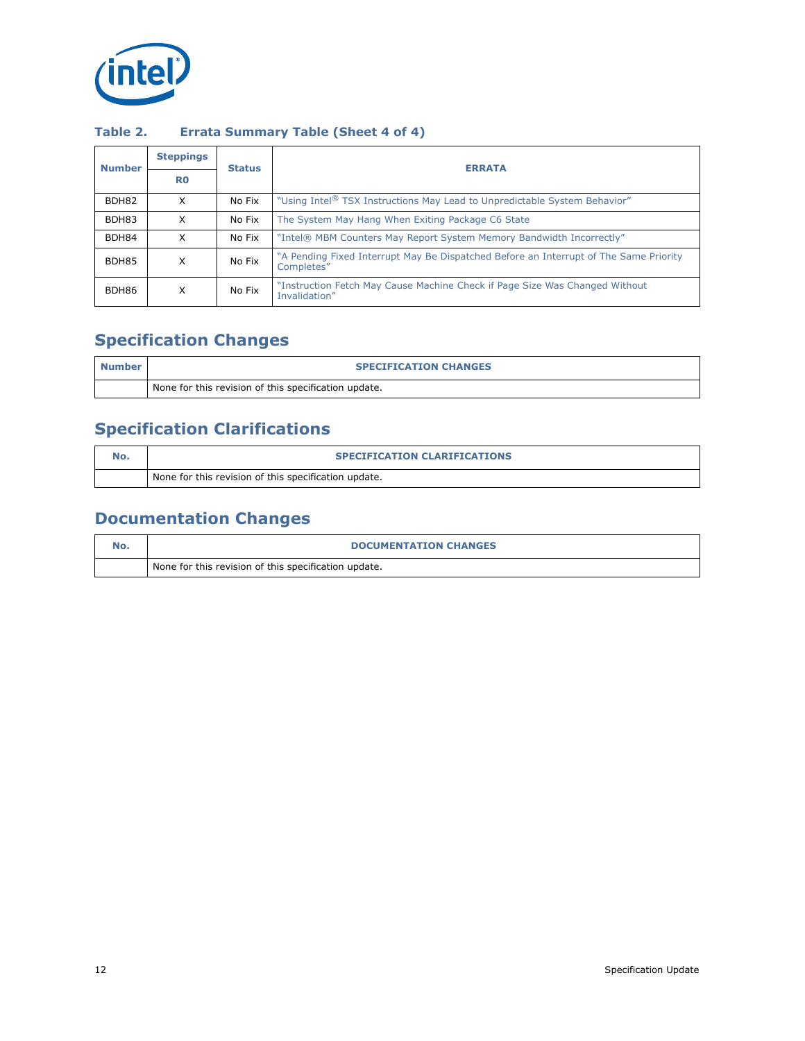**Table 2. Errata Summary Table (Sheet 4 of 4)**

| Number | Steppings | Status | ERRATA |
|---|---|---|---|
| | R0 | | |
| BDH82 | X | No Fix | "Using Intel® TSX Instructions May Lead to Unpredictable System Behavior" |
| BDH83 | X | No Fix | The System May Hang When Exiting Package C6 State |
| BDH84 | X | No Fix | "Intel® MBM Counters May Report System Memory Bandwidth Incorrectly" |
| BDH85 | X | No Fix | "A Pending Fixed Interrupt May Be Dispatched Before an Interrupt of The Same Priority Completes" |
| BDH86 | X | No Fix | "Instruction Fetch May Cause Machine Check if Page Size Was Changed Without Invalidation" |

# Specification Changes

| Number | SPECIFICATION CHANGES |
|---|---|
| | None for this revision of this specification update. |

# Specification Clarifications

| No. | SPECIFICATION CLARIFICATIONS |
|---|---|
| | None for this revision of this specification update. |

# Documentation Changes

| No. | DOCUMENTATION CHANGES |
|---|---|
| | None for this revision of this specification update. |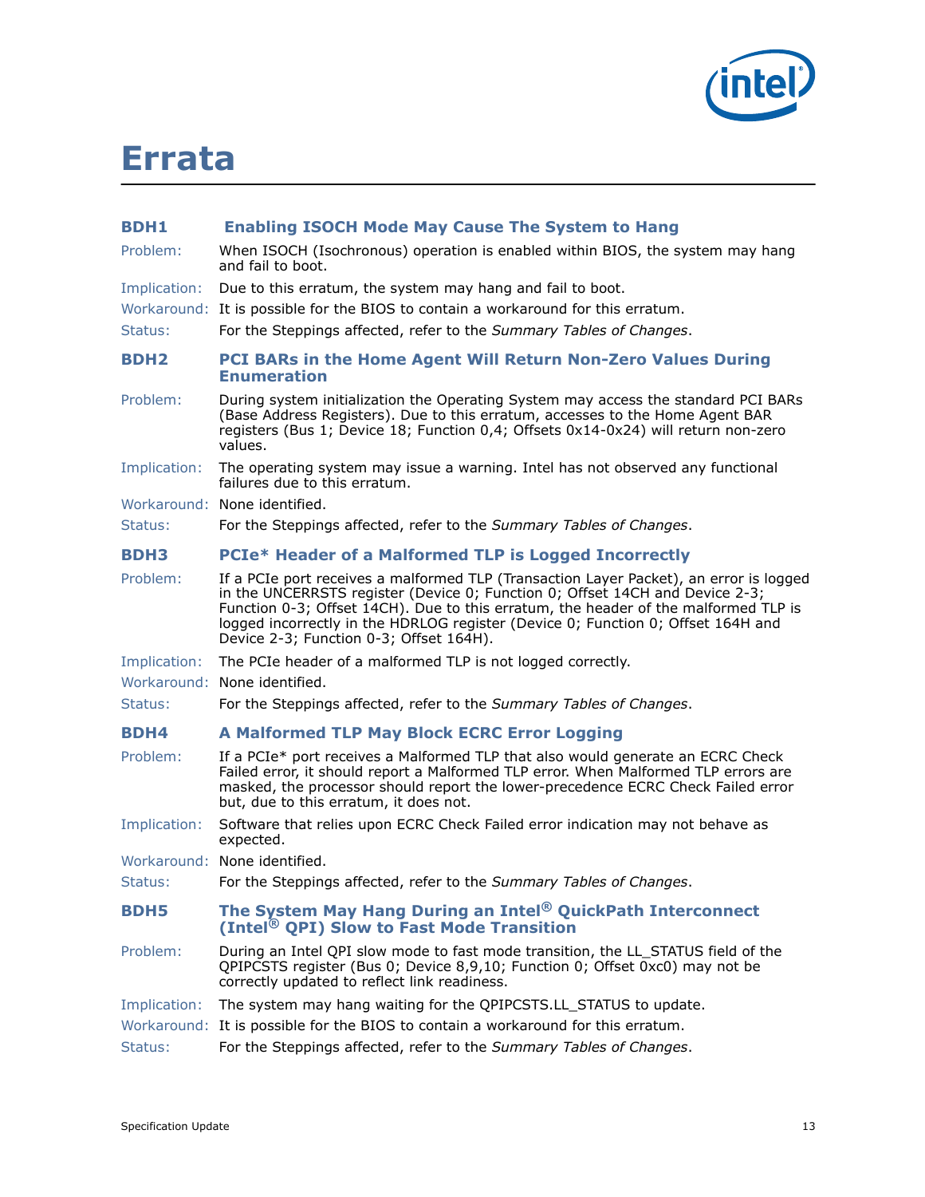# Errata

### BDH1 Enabling ISOCH Mode May Cause The System to Hang

Problem: When ISOCH (Isochronous) operation is enabled within BIOS, the system may hang and fail to boot.

Implication: Due to this erratum, the system may hang and fail to boot.

Workaround: It is possible for the BIOS to contain a workaround for this erratum.

Status: For the Steppings affected, refer to the *Summary Tables of Changes*.

### BDH2 PCI BARs in the Home Agent Will Return Non-Zero Values During Enumeration

Problem: During system initialization the Operating System may access the standard PCI BARs (Base Address Registers). Due to this erratum, accesses to the Home Agent BAR registers (Bus 1; Device 18; Function 0,4; Offsets 0x14-0x24) will return non-zero values.

Implication: The operating system may issue a warning. Intel has not observed any functional failures due to this erratum.

Workaround: None identified.

Status: For the Steppings affected, refer to the *Summary Tables of Changes*.

### BDH3 PCIe* Header of a Malformed TLP is Logged Incorrectly

Problem: If a PCIe port receives a malformed TLP (Transaction Layer Packet), an error is logged in the UNCERRSTS register (Device 0; Function 0; Offset 14CH and Device 2-3; Function 0-3; Offset 14CH). Due to this erratum, the header of the malformed TLP is logged incorrectly in the HDRLOG register (Device 0; Function 0; Offset 164H and Device 2-3; Function 0-3; Offset 164H).

Implication: The PCIe header of a malformed TLP is not logged correctly.

Workaround: None identified.

Status: For the Steppings affected, refer to the *Summary Tables of Changes*.

### BDH4 A Malformed TLP May Block ECRC Error Logging

Problem: If a PCIe* port receives a Malformed TLP that also would generate an ECRC Check Failed error, it should report a Malformed TLP error. When Malformed TLP errors are masked, the processor should report the lower-precedence ECRC Check Failed error but, due to this erratum, it does not.

Implication: Software that relies upon ECRC Check Failed error indication may not behave as expected.

Workaround: None identified.

Status: For the Steppings affected, refer to the *Summary Tables of Changes*.

### BDH5 The System May Hang During an Intel® QuickPath Interconnect (Intel® QPI) Slow to Fast Mode Transition

Problem: During an Intel QPI slow mode to fast mode transition, the LL_STATUS field of the QPIPCSTS register (Bus 0; Device 8,9,10; Function 0; Offset 0xc0) may not be correctly updated to reflect link readiness.

Implication: The system may hang waiting for the QPIPCSTS.LL_STATUS to update.

Workaround: It is possible for the BIOS to contain a workaround for this erratum.

Status: For the Steppings affected, refer to the *Summary Tables of Changes*.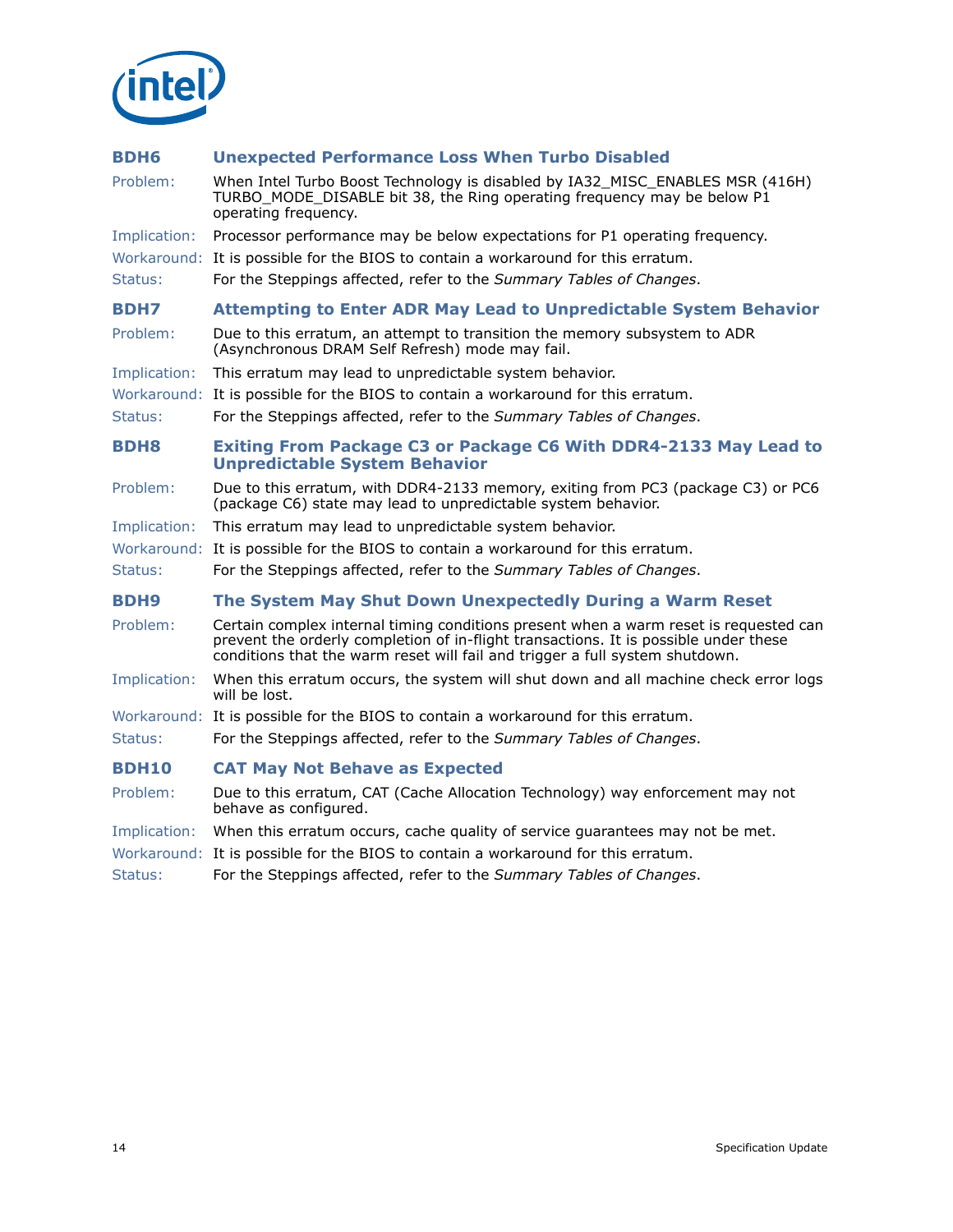### BDH6 Unexpected Performance Loss When Turbo Disabled

Problem: When Intel Turbo Boost Technology is disabled by IA32_MISC_ENABLES MSR (416H) TURBO_MODE_DISABLE bit 38, the Ring operating frequency may be below P1 operating frequency.

Implication: Processor performance may be below expectations for P1 operating frequency.

Workaround: It is possible for the BIOS to contain a workaround for this erratum.

Status: For the Steppings affected, refer to the *Summary Tables of Changes*.

### BDH7 Attempting to Enter ADR May Lead to Unpredictable System Behavior

Problem: Due to this erratum, an attempt to transition the memory subsystem to ADR (Asynchronous DRAM Self Refresh) mode may fail.

Implication: This erratum may lead to unpredictable system behavior.

Workaround: It is possible for the BIOS to contain a workaround for this erratum.

Status: For the Steppings affected, refer to the *Summary Tables of Changes*.

### BDH8 Exiting From Package C3 or Package C6 With DDR4-2133 May Lead to Unpredictable System Behavior

Problem: Due to this erratum, with DDR4-2133 memory, exiting from PC3 (package C3) or PC6 (package C6) state may lead to unpredictable system behavior.

Implication: This erratum may lead to unpredictable system behavior.

Workaround: It is possible for the BIOS to contain a workaround for this erratum.

Status: For the Steppings affected, refer to the *Summary Tables of Changes*.

### BDH9 The System May Shut Down Unexpectedly During a Warm Reset

Problem: Certain complex internal timing conditions present when a warm reset is requested can prevent the orderly completion of in-flight transactions. It is possible under these conditions that the warm reset will fail and trigger a full system shutdown.

Implication: When this erratum occurs, the system will shut down and all machine check error logs will be lost.

Workaround: It is possible for the BIOS to contain a workaround for this erratum.

Status: For the Steppings affected, refer to the *Summary Tables of Changes*.

### BDH10 CAT May Not Behave as Expected

Problem: Due to this erratum, CAT (Cache Allocation Technology) way enforcement may not behave as configured.

Implication: When this erratum occurs, cache quality of service guarantees may not be met.

Workaround: It is possible for the BIOS to contain a workaround for this erratum.

Status: For the Steppings affected, refer to the *Summary Tables of Changes*.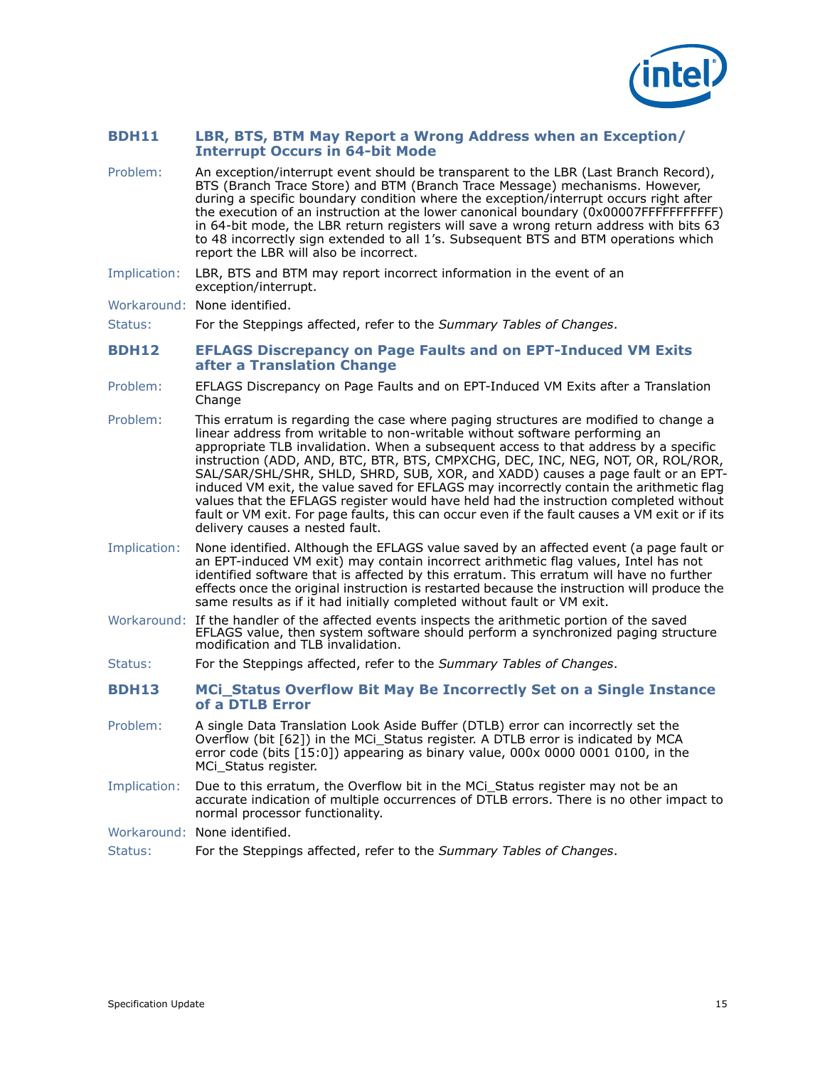### BDH11 LBR, BTS, BTM May Report a Wrong Address when an Exception/ Interrupt Occurs in 64-bit Mode

Problem: An exception/interrupt event should be transparent to the LBR (Last Branch Record), BTS (Branch Trace Store) and BTM (Branch Trace Message) mechanisms. However, during a specific boundary condition where the exception/interrupt occurs right after the execution of an instruction at the lower canonical boundary (0x00007FFFFFFFFFFF) in 64-bit mode, the LBR return registers will save a wrong return address with bits 63 to 48 incorrectly sign extended to all 1's. Subsequent BTS and BTM operations which report the LBR will also be incorrect.

Implication: LBR, BTS and BTM may report incorrect information in the event of an exception/interrupt.

Workaround: None identified.

Status: For the Steppings affected, refer to the *Summary Tables of Changes*.

### BDH12 EFLAGS Discrepancy on Page Faults and on EPT-Induced VM Exits after a Translation Change

Problem: EFLAGS Discrepancy on Page Faults and on EPT-Induced VM Exits after a Translation Change

Problem: This erratum is regarding the case where paging structures are modified to change a linear address from writable to non-writable without software performing an appropriate TLB invalidation. When a subsequent access to that address by a specific instruction (ADD, AND, BTC, BTR, BTS, CMPXCHG, DEC, INC, NEG, NOT, OR, ROL/ROR, SAL/SAR/SHL/SHR, SHLD, SHRD, SUB, XOR, and XADD) causes a page fault or an EPT-induced VM exit, the value saved for EFLAGS may incorrectly contain the arithmetic flag values that the EFLAGS register would have held had the instruction completed without fault or VM exit. For page faults, this can occur even if the fault causes a VM exit or if its delivery causes a nested fault.

Implication: None identified. Although the EFLAGS value saved by an affected event (a page fault or an EPT-induced VM exit) may contain incorrect arithmetic flag values, Intel has not identified software that is affected by this erratum. This erratum will have no further effects once the original instruction is restarted because the instruction will produce the same results as if it had initially completed without fault or VM exit.

Workaround: If the handler of the affected events inspects the arithmetic portion of the saved EFLAGS value, then system software should perform a synchronized paging structure modification and TLB invalidation.

Status: For the Steppings affected, refer to the *Summary Tables of Changes*.

### BDH13 MCi_Status Overflow Bit May Be Incorrectly Set on a Single Instance of a DTLB Error

Problem: A single Data Translation Look Aside Buffer (DTLB) error can incorrectly set the Overflow (bit [62]) in the MCi_Status register. A DTLB error is indicated by MCA error code (bits [15:0]) appearing as binary value, 000x 0000 0001 0100, in the MCi_Status register.

Implication: Due to this erratum, the Overflow bit in the MCi_Status register may not be an accurate indication of multiple occurrences of DTLB errors. There is no other impact to normal processor functionality.

Workaround: None identified.

Status: For the Steppings affected, refer to the *Summary Tables of Changes*.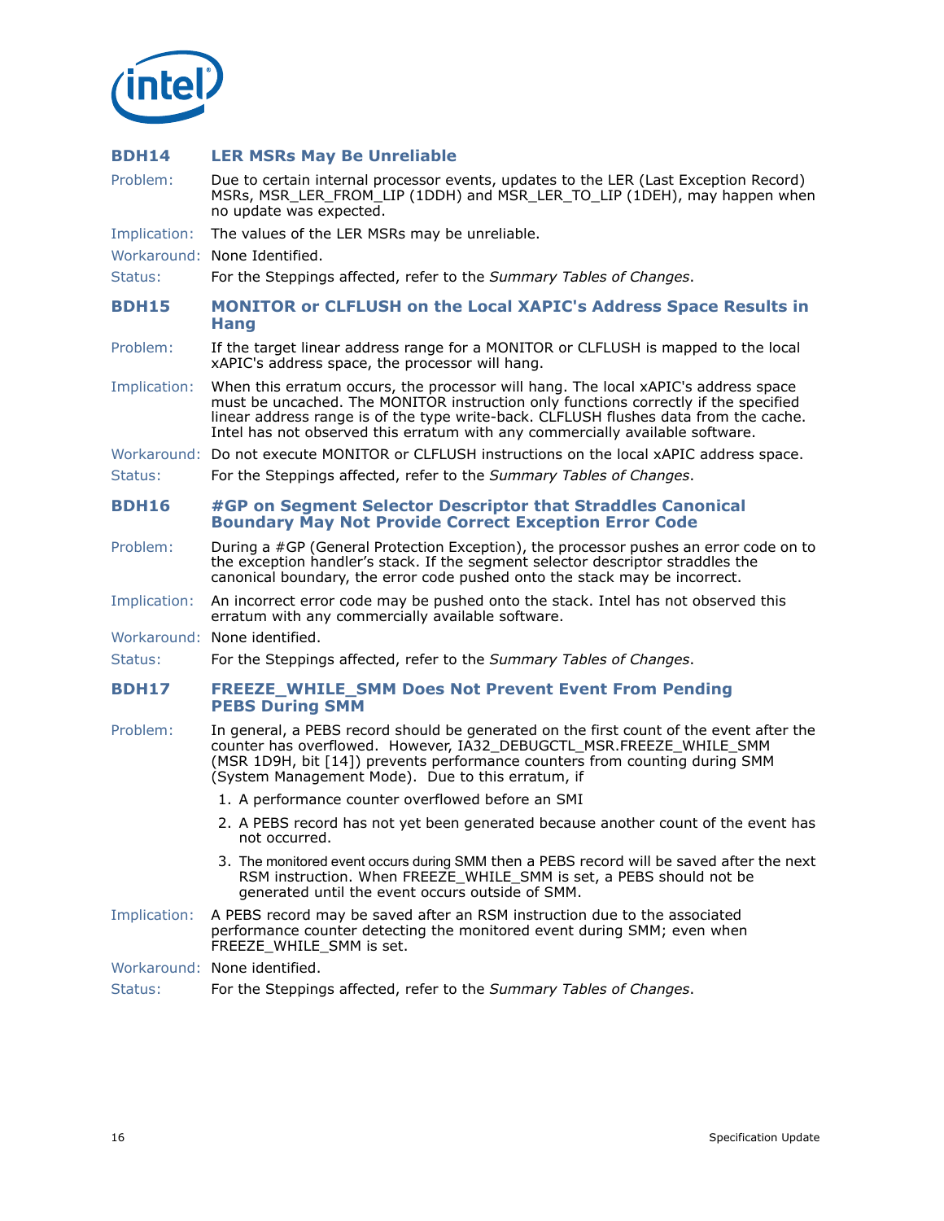### BDH14 LER MSRs May Be Unreliable

**Problem:** Due to certain internal processor events, updates to the LER (Last Exception Record) MSRs, MSR_LER_FROM_LIP (1DDH) and MSR_LER_TO_LIP (1DEH), may happen when no update was expected.

**Implication:** The values of the LER MSRs may be unreliable.

**Workaround:** None Identified.

**Status:** For the Steppings affected, refer to the *Summary Tables of Changes*.

### BDH15 MONITOR or CLFLUSH on the Local XAPIC's Address Space Results in Hang

**Problem:** If the target linear address range for a MONITOR or CLFLUSH is mapped to the local xAPIC's address space, the processor will hang.

**Implication:** When this erratum occurs, the processor will hang. The local xAPIC's address space must be uncached. The MONITOR instruction only functions correctly if the specified linear address range is of the type write-back. CLFLUSH flushes data from the cache. Intel has not observed this erratum with any commercially available software.

**Workaround:** Do not execute MONITOR or CLFLUSH instructions on the local xAPIC address space.

**Status:** For the Steppings affected, refer to the *Summary Tables of Changes*.

### BDH16 #GP on Segment Selector Descriptor that Straddles Canonical Boundary May Not Provide Correct Exception Error Code

**Problem:** During a #GP (General Protection Exception), the processor pushes an error code on to the exception handler's stack. If the segment selector descriptor straddles the canonical boundary, the error code pushed onto the stack may be incorrect.

**Implication:** An incorrect error code may be pushed onto the stack. Intel has not observed this erratum with any commercially available software.

**Workaround:** None identified.

**Status:** For the Steppings affected, refer to the *Summary Tables of Changes*.

### BDH17 FREEZE_WHILE_SMM Does Not Prevent Event From Pending PEBS During SMM

**Problem:** In general, a PEBS record should be generated on the first count of the event after the counter has overflowed. However, IA32_DEBUGCTL_MSR.FREEZE_WHILE_SMM (MSR 1D9H, bit [14]) prevents performance counters from counting during SMM (System Management Mode). Due to this erratum, if

1. A performance counter overflowed before an SMI
2. A PEBS record has not yet been generated because another count of the event has not occurred.
3. The monitored event occurs during SMM then a PEBS record will be saved after the next RSM instruction. When FREEZE_WHILE_SMM is set, a PEBS should not be generated until the event occurs outside of SMM.

**Implication:** A PEBS record may be saved after an RSM instruction due to the associated performance counter detecting the monitored event during SMM; even when FREEZE_WHILE_SMM is set.

**Workaround:** None identified.

**Status:** For the Steppings affected, refer to the *Summary Tables of Changes*.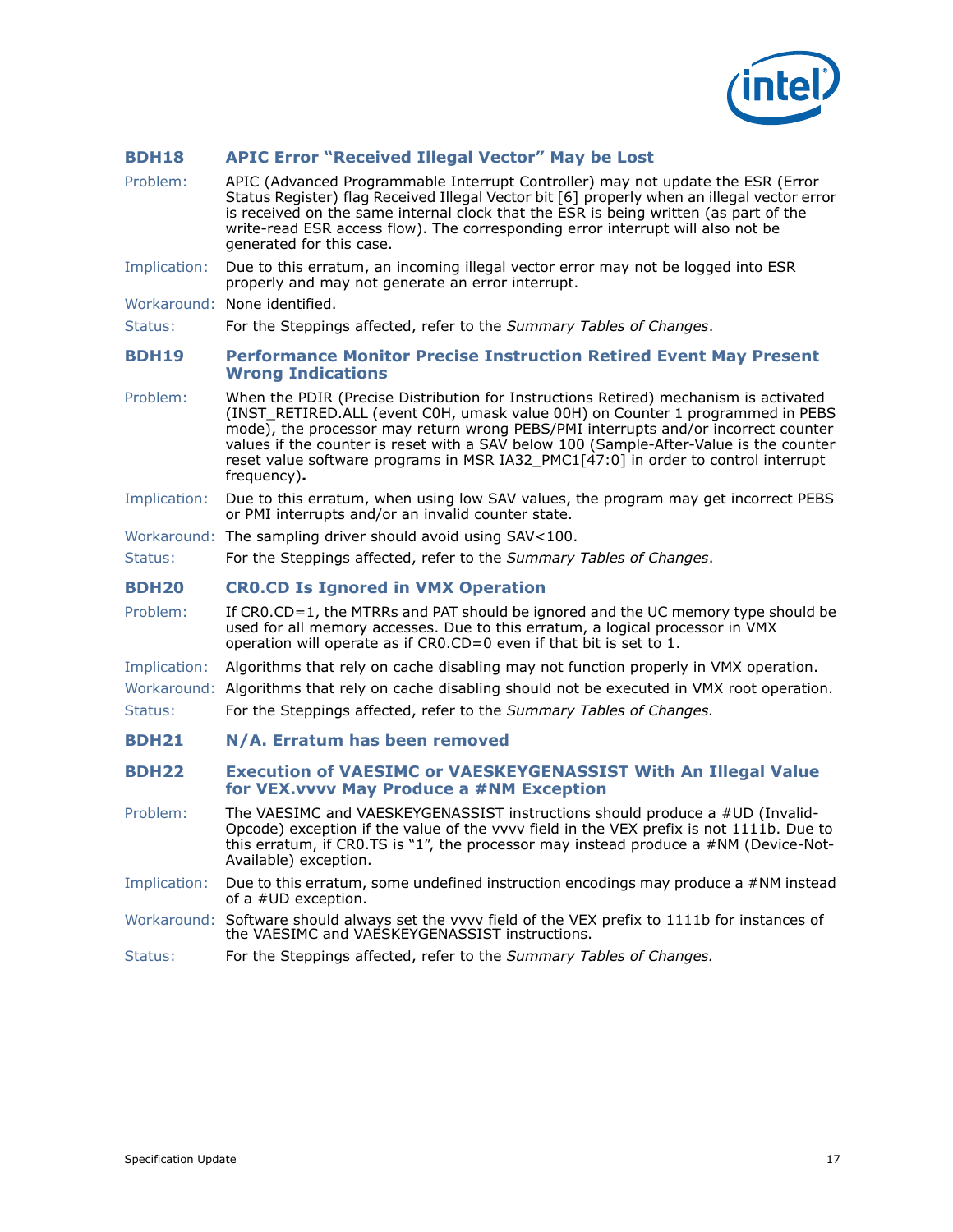### BDH18 APIC Error "Received Illegal Vector" May be Lost

Problem: APIC (Advanced Programmable Interrupt Controller) may not update the ESR (Error Status Register) flag Received Illegal Vector bit [6] properly when an illegal vector error is received on the same internal clock that the ESR is being written (as part of the write-read ESR access flow). The corresponding error interrupt will also not be generated for this case.

Implication: Due to this erratum, an incoming illegal vector error may not be logged into ESR properly and may not generate an error interrupt.

Workaround: None identified.

Status: For the Steppings affected, refer to the *Summary Tables of Changes*.

### BDH19 Performance Monitor Precise Instruction Retired Event May Present Wrong Indications

Problem: When the PDIR (Precise Distribution for Instructions Retired) mechanism is activated (INST_RETIRED.ALL (event C0H, umask value 00H) on Counter 1 programmed in PEBS mode), the processor may return wrong PEBS/PMI interrupts and/or incorrect counter values if the counter is reset with a SAV below 100 (Sample-After-Value is the counter reset value software programs in MSR IA32_PMC1[47:0] in order to control interrupt frequency)**.**

Implication: Due to this erratum, when using low SAV values, the program may get incorrect PEBS or PMI interrupts and/or an invalid counter state.

Workaround: The sampling driver should avoid using SAV<100.

Status: For the Steppings affected, refer to the *Summary Tables of Changes*.

### BDH20 CR0.CD Is Ignored in VMX Operation

Problem: If CR0.CD=1, the MTRRs and PAT should be ignored and the UC memory type should be used for all memory accesses. Due to this erratum, a logical processor in VMX operation will operate as if CR0.CD=0 even if that bit is set to 1.

Implication: Algorithms that rely on cache disabling may not function properly in VMX operation.

Workaround: Algorithms that rely on cache disabling should not be executed in VMX root operation.

Status: For the Steppings affected, refer to the *Summary Tables of Changes.*

### BDH21 N/A. Erratum has been removed

### BDH22 Execution of VAESIMC or VAESKEYGENASSIST With An Illegal Value for VEX.vvvv May Produce a #NM Exception

Problem: The VAESIMC and VAESKEYGENASSIST instructions should produce a #UD (Invalid-Opcode) exception if the value of the vvvv field in the VEX prefix is not 1111b. Due to this erratum, if CR0.TS is "1", the processor may instead produce a #NM (Device-Not-Available) exception.

Implication: Due to this erratum, some undefined instruction encodings may produce a #NM instead of a #UD exception.

Workaround: Software should always set the vvvv field of the VEX prefix to 1111b for instances of the VAESIMC and VAESKEYGENASSIST instructions.

Status: For the Steppings affected, refer to the *Summary Tables of Changes.*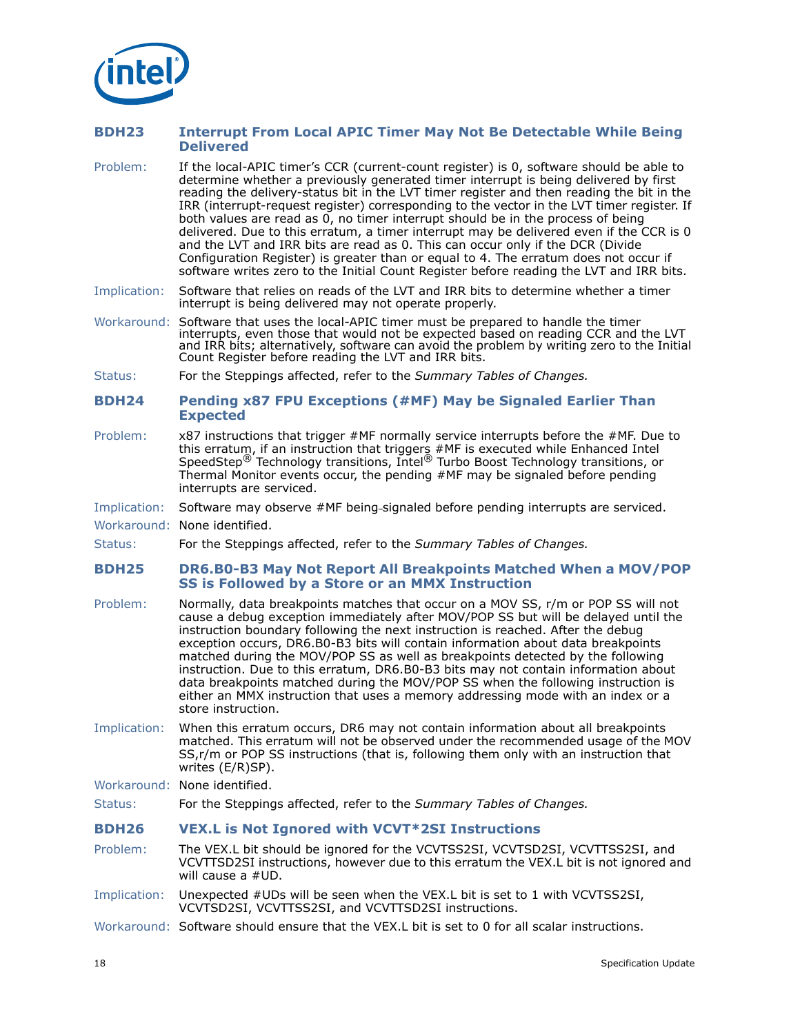### BDH23 Interrupt From Local APIC Timer May Not Be Detectable While Being Delivered

Problem: If the local-APIC timer's CCR (current-count register) is 0, software should be able to determine whether a previously generated timer interrupt is being delivered by first reading the delivery-status bit in the LVT timer register and then reading the bit in the IRR (interrupt-request register) corresponding to the vector in the LVT timer register. If both values are read as 0, no timer interrupt should be in the process of being delivered. Due to this erratum, a timer interrupt may be delivered even if the CCR is 0 and the LVT and IRR bits are read as 0. This can occur only if the DCR (Divide Configuration Register) is greater than or equal to 4. The erratum does not occur if software writes zero to the Initial Count Register before reading the LVT and IRR bits.

Implication: Software that relies on reads of the LVT and IRR bits to determine whether a timer interrupt is being delivered may not operate properly.

Workaround: Software that uses the local-APIC timer must be prepared to handle the timer interrupts, even those that would not be expected based on reading CCR and the LVT and IRR bits; alternatively, software can avoid the problem by writing zero to the Initial Count Register before reading the LVT and IRR bits.

Status: For the Steppings affected, refer to the *Summary Tables of Changes.*

### BDH24 Pending x87 FPU Exceptions (#MF) May be Signaled Earlier Than Expected

Problem: x87 instructions that trigger #MF normally service interrupts before the #MF. Due to this erratum, if an instruction that triggers #MF is executed while Enhanced Intel SpeedStep® Technology transitions, Intel® Turbo Boost Technology transitions, or Thermal Monitor events occur, the pending #MF may be signaled before pending interrupts are serviced.

Implication: Software may observe #MF being signaled before pending interrupts are serviced.

Workaround: None identified.

Status: For the Steppings affected, refer to the *Summary Tables of Changes.*

### BDH25 DR6.B0-B3 May Not Report All Breakpoints Matched When a MOV/POP SS is Followed by a Store or an MMX Instruction

Problem: Normally, data breakpoints matches that occur on a MOV SS, r/m or POP SS will not cause a debug exception immediately after MOV/POP SS but will be delayed until the instruction boundary following the next instruction is reached. After the debug exception occurs, DR6.B0-B3 bits will contain information about data breakpoints matched during the MOV/POP SS as well as breakpoints detected by the following instruction. Due to this erratum, DR6.B0-B3 bits may not contain information about data breakpoints matched during the MOV/POP SS when the following instruction is either an MMX instruction that uses a memory addressing mode with an index or a store instruction.

Implication: When this erratum occurs, DR6 may not contain information about all breakpoints matched. This erratum will not be observed under the recommended usage of the MOV SS,r/m or POP SS instructions (that is, following them only with an instruction that writes (E/R)SP).

Workaround: None identified.

Status: For the Steppings affected, refer to the *Summary Tables of Changes.*

### BDH26 VEX.L is Not Ignored with VCVT*2SI Instructions

Problem: The VEX.L bit should be ignored for the VCVTSS2SI, VCVTSD2SI, VCVTTSS2SI, and VCVTTSD2SI instructions, however due to this erratum the VEX.L bit is not ignored and will cause a #UD.

Implication: Unexpected #UDs will be seen when the VEX.L bit is set to 1 with VCVTSS2SI, VCVTSD2SI, VCVTTSS2SI, and VCVTTSD2SI instructions.

Workaround: Software should ensure that the VEX.L bit is set to 0 for all scalar instructions.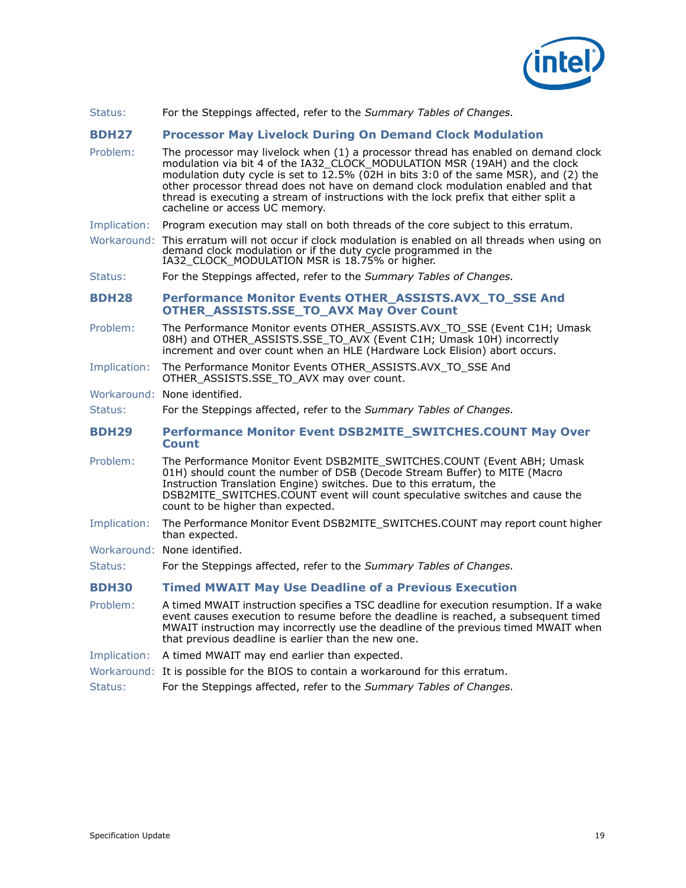Status: For the Steppings affected, refer to the *Summary Tables of Changes.*

### BDH27 Processor May Livelock During On Demand Clock Modulation

Problem: The processor may livelock when (1) a processor thread has enabled on demand clock modulation via bit 4 of the IA32_CLOCK_MODULATION MSR (19AH) and the clock modulation duty cycle is set to 12.5% (02H in bits 3:0 of the same MSR), and (2) the other processor thread does not have on demand clock modulation enabled and that thread is executing a stream of instructions with the lock prefix that either split a cacheline or access UC memory.

Implication: Program execution may stall on both threads of the core subject to this erratum.

Workaround: This erratum will not occur if clock modulation is enabled on all threads when using on demand clock modulation or if the duty cycle programmed in the IA32_CLOCK_MODULATION MSR is 18.75% or higher.

Status: For the Steppings affected, refer to the *Summary Tables of Changes.*

### BDH28 Performance Monitor Events OTHER_ASSISTS.AVX_TO_SSE And OTHER_ASSISTS.SSE_TO_AVX May Over Count

Problem: The Performance Monitor events OTHER_ASSISTS.AVX_TO_SSE (Event C1H; Umask 08H) and OTHER_ASSISTS.SSE_TO_AVX (Event C1H; Umask 10H) incorrectly increment and over count when an HLE (Hardware Lock Elision) abort occurs.

Implication: The Performance Monitor Events OTHER_ASSISTS.AVX_TO_SSE And OTHER_ASSISTS.SSE_TO_AVX may over count.

Workaround: None identified.

Status: For the Steppings affected, refer to the *Summary Tables of Changes.*

### BDH29 Performance Monitor Event DSB2MITE_SWITCHES.COUNT May Over Count

Problem: The Performance Monitor Event DSB2MITE_SWITCHES.COUNT (Event ABH; Umask 01H) should count the number of DSB (Decode Stream Buffer) to MITE (Macro Instruction Translation Engine) switches. Due to this erratum, the DSB2MITE_SWITCHES.COUNT event will count speculative switches and cause the count to be higher than expected.

Implication: The Performance Monitor Event DSB2MITE_SWITCHES.COUNT may report count higher than expected.

Workaround: None identified.

Status: For the Steppings affected, refer to the *Summary Tables of Changes.*

### BDH30 Timed MWAIT May Use Deadline of a Previous Execution

Problem: A timed MWAIT instruction specifies a TSC deadline for execution resumption. If a wake event causes execution to resume before the deadline is reached, a subsequent timed MWAIT instruction may incorrectly use the deadline of the previous timed MWAIT when that previous deadline is earlier than the new one.

Implication: A timed MWAIT may end earlier than expected.

Workaround: It is possible for the BIOS to contain a workaround for this erratum.

Status: For the Steppings affected, refer to the *Summary Tables of Changes.*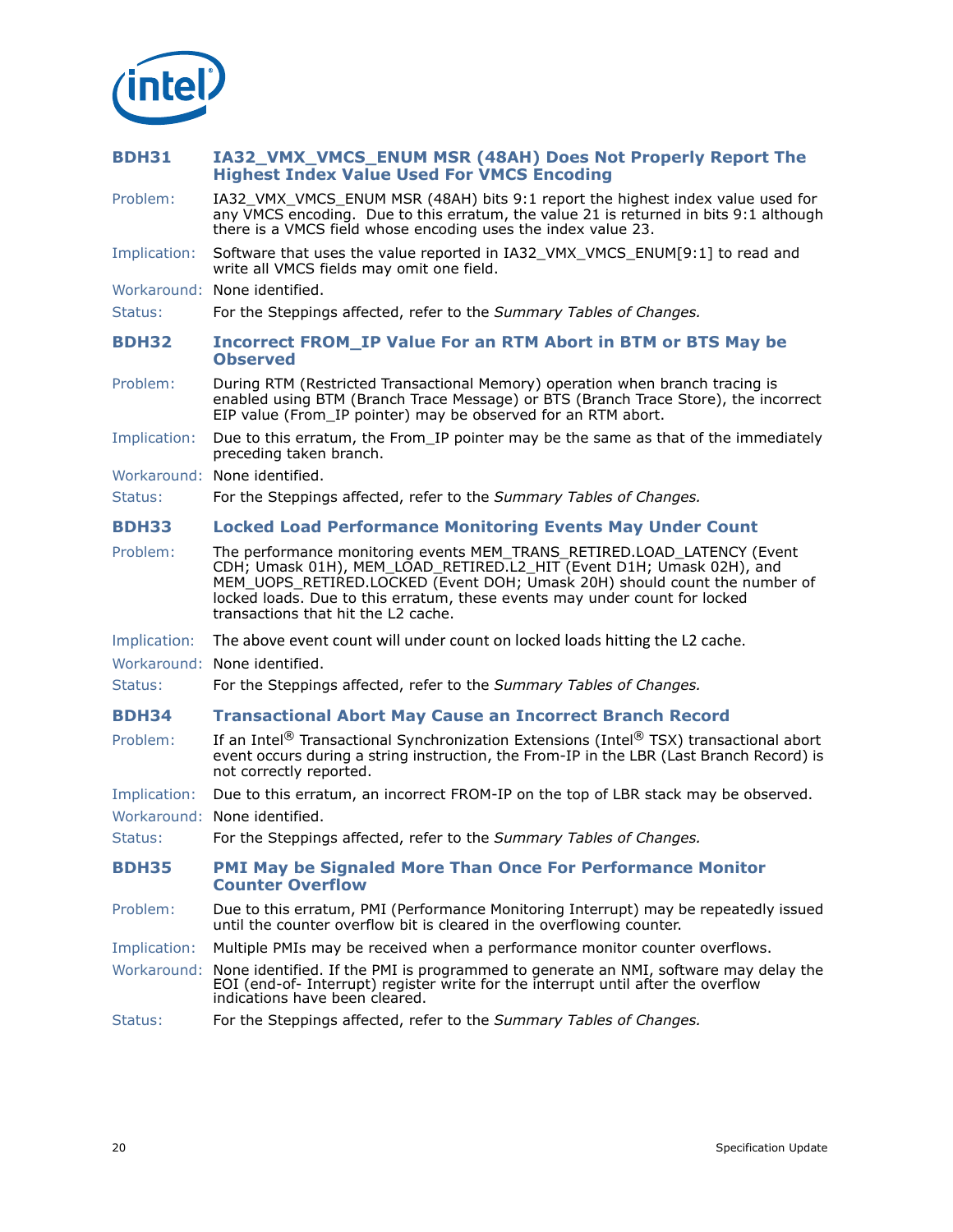### BDH31 IA32_VMX_VMCS_ENUM MSR (48AH) Does Not Properly Report The Highest Index Value Used For VMCS Encoding

Problem: IA32_VMX_VMCS_ENUM MSR (48AH) bits 9:1 report the highest index value used for any VMCS encoding. Due to this erratum, the value 21 is returned in bits 9:1 although there is a VMCS field whose encoding uses the index value 23.

Implication: Software that uses the value reported in IA32_VMX_VMCS_ENUM[9:1] to read and write all VMCS fields may omit one field.

Workaround: None identified.

Status: For the Steppings affected, refer to the *Summary Tables of Changes.*

### BDH32 Incorrect FROM_IP Value For an RTM Abort in BTM or BTS May be Observed

Problem: During RTM (Restricted Transactional Memory) operation when branch tracing is enabled using BTM (Branch Trace Message) or BTS (Branch Trace Store), the incorrect EIP value (From_IP pointer) may be observed for an RTM abort.

Implication: Due to this erratum, the From_IP pointer may be the same as that of the immediately preceding taken branch.

Workaround: None identified.

Status: For the Steppings affected, refer to the *Summary Tables of Changes.*

### BDH33 Locked Load Performance Monitoring Events May Under Count

Problem: The performance monitoring events MEM_TRANS_RETIRED.LOAD_LATENCY (Event CDH; Umask 01H), MEM_LOAD_RETIRED.L2_HIT (Event D1H; Umask 02H), and MEM_UOPS_RETIRED.LOCKED (Event D0H; Umask 20H) should count the number of locked loads. Due to this erratum, these events may under count for locked transactions that hit the L2 cache.

Implication: The above event count will under count on locked loads hitting the L2 cache.

Workaround: None identified.

Status: For the Steppings affected, refer to the *Summary Tables of Changes.*

### BDH34 Transactional Abort May Cause an Incorrect Branch Record

Problem: If an Intel® Transactional Synchronization Extensions (Intel® TSX) transactional abort event occurs during a string instruction, the From-IP in the LBR (Last Branch Record) is not correctly reported.

Implication: Due to this erratum, an incorrect FROM-IP on the top of LBR stack may be observed.

Workaround: None identified.

Status: For the Steppings affected, refer to the *Summary Tables of Changes.*

### BDH35 PMI May be Signaled More Than Once For Performance Monitor Counter Overflow

Problem: Due to this erratum, PMI (Performance Monitoring Interrupt) may be repeatedly issued until the counter overflow bit is cleared in the overflowing counter.

Implication: Multiple PMIs may be received when a performance monitor counter overflows.

Workaround: None identified. If the PMI is programmed to generate an NMI, software may delay the EOI (end-of- Interrupt) register write for the interrupt until after the overflow indications have been cleared.

Status: For the Steppings affected, refer to the *Summary Tables of Changes.*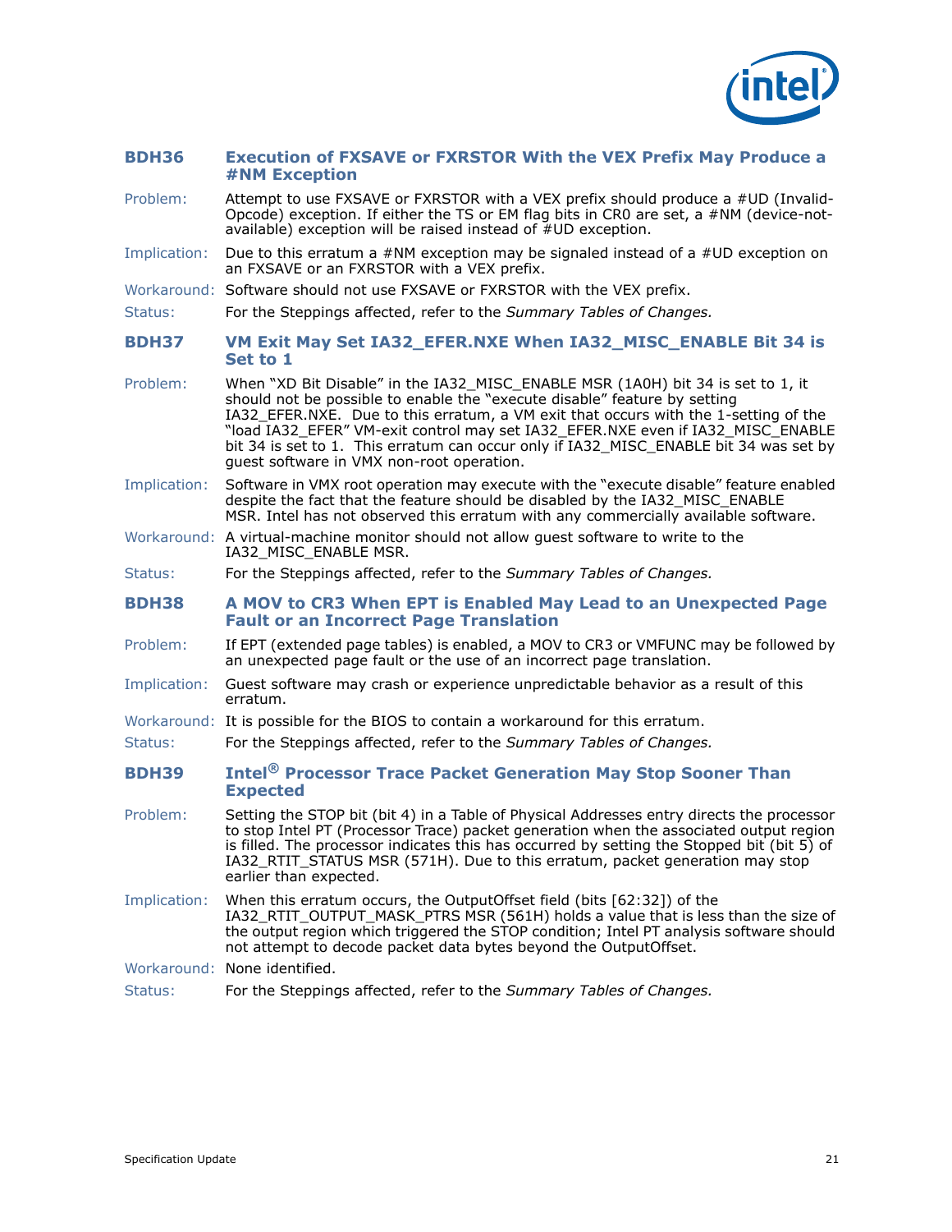### BDH36 Execution of FXSAVE or FXRSTOR With the VEX Prefix May Produce a #NM Exception

**Problem:** Attempt to use FXSAVE or FXRSTOR with a VEX prefix should produce a #UD (Invalid-Opcode) exception. If either the TS or EM flag bits in CR0 are set, a #NM (device-not-available) exception will be raised instead of #UD exception.

**Implication:** Due to this erratum a #NM exception may be signaled instead of a #UD exception on an FXSAVE or an FXRSTOR with a VEX prefix.

**Workaround:** Software should not use FXSAVE or FXRSTOR with the VEX prefix.

**Status:** For the Steppings affected, refer to the *Summary Tables of Changes.*

### BDH37 VM Exit May Set IA32_EFER.NXE When IA32_MISC_ENABLE Bit 34 is Set to 1

**Problem:** When "XD Bit Disable" in the IA32_MISC_ENABLE MSR (1A0H) bit 34 is set to 1, it should not be possible to enable the "execute disable" feature by setting IA32_EFER.NXE. Due to this erratum, a VM exit that occurs with the 1-setting of the "load IA32_EFER" VM-exit control may set IA32_EFER.NXE even if IA32_MISC_ENABLE bit 34 is set to 1. This erratum can occur only if IA32_MISC_ENABLE bit 34 was set by guest software in VMX non-root operation.

**Implication:** Software in VMX root operation may execute with the "execute disable" feature enabled despite the fact that the feature should be disabled by the IA32_MISC_ENABLE MSR. Intel has not observed this erratum with any commercially available software.

**Workaround:** A virtual-machine monitor should not allow guest software to write to the IA32_MISC_ENABLE MSR.

**Status:** For the Steppings affected, refer to the *Summary Tables of Changes.*

### BDH38 A MOV to CR3 When EPT is Enabled May Lead to an Unexpected Page Fault or an Incorrect Page Translation

**Problem:** If EPT (extended page tables) is enabled, a MOV to CR3 or VMFUNC may be followed by an unexpected page fault or the use of an incorrect page translation.

**Implication:** Guest software may crash or experience unpredictable behavior as a result of this erratum.

**Workaround:** It is possible for the BIOS to contain a workaround for this erratum.

**Status:** For the Steppings affected, refer to the *Summary Tables of Changes.*

### BDH39 Intel® Processor Trace Packet Generation May Stop Sooner Than Expected

**Problem:** Setting the STOP bit (bit 4) in a Table of Physical Addresses entry directs the processor to stop Intel PT (Processor Trace) packet generation when the associated output region is filled. The processor indicates this has occurred by setting the Stopped bit (bit 5) of IA32_RTIT_STATUS MSR (571H). Due to this erratum, packet generation may stop earlier than expected.

**Implication:** When this erratum occurs, the OutputOffset field (bits [62:32]) of the IA32_RTIT_OUTPUT_MASK_PTRS MSR (561H) holds a value that is less than the size of the output region which triggered the STOP condition; Intel PT analysis software should not attempt to decode packet data bytes beyond the OutputOffset.

**Workaround:** None identified.

**Status:** For the Steppings affected, refer to the *Summary Tables of Changes.*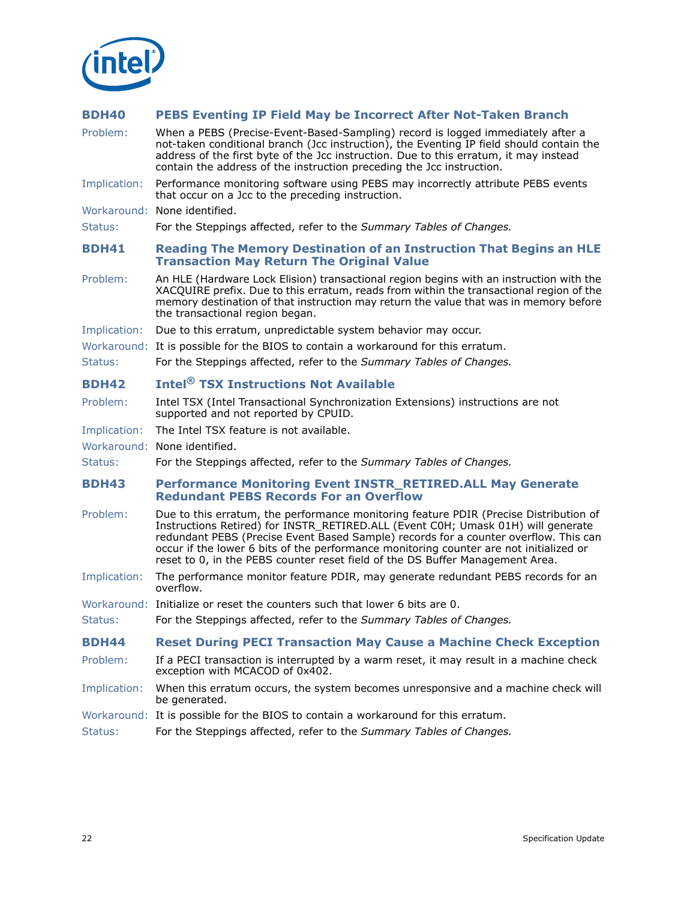### BDH40 PEBS Eventing IP Field May be Incorrect After Not-Taken Branch

**Problem:** When a PEBS (Precise-Event-Based-Sampling) record is logged immediately after a not-taken conditional branch (Jcc instruction), the Eventing IP field should contain the address of the first byte of the Jcc instruction. Due to this erratum, it may instead contain the address of the instruction preceding the Jcc instruction.

**Implication:** Performance monitoring software using PEBS may incorrectly attribute PEBS events that occur on a Jcc to the preceding instruction.

**Workaround:** None identified.

**Status:** For the Steppings affected, refer to the *Summary Tables of Changes.*

### BDH41 Reading The Memory Destination of an Instruction That Begins an HLE Transaction May Return The Original Value

**Problem:** An HLE (Hardware Lock Elision) transactional region begins with an instruction with the XACQUIRE prefix. Due to this erratum, reads from within the transactional region of the memory destination of that instruction may return the value that was in memory before the transactional region began.

**Implication:** Due to this erratum, unpredictable system behavior may occur.

**Workaround:** It is possible for the BIOS to contain a workaround for this erratum.

**Status:** For the Steppings affected, refer to the *Summary Tables of Changes.*

### BDH42 Intel® TSX Instructions Not Available

**Problem:** Intel TSX (Intel Transactional Synchronization Extensions) instructions are not supported and not reported by CPUID.

**Implication:** The Intel TSX feature is not available.

**Workaround:** None identified.

**Status:** For the Steppings affected, refer to the *Summary Tables of Changes.*

### BDH43 Performance Monitoring Event INSTR_RETIRED.ALL May Generate Redundant PEBS Records For an Overflow

**Problem:** Due to this erratum, the performance monitoring feature PDIR (Precise Distribution of Instructions Retired) for INSTR_RETIRED.ALL (Event C0H; Umask 01H) will generate redundant PEBS (Precise Event Based Sample) records for a counter overflow. This can occur if the lower 6 bits of the performance monitoring counter are not initialized or reset to 0, in the PEBS counter reset field of the DS Buffer Management Area.

**Implication:** The performance monitor feature PDIR, may generate redundant PEBS records for an overflow.

**Workaround:** Initialize or reset the counters such that lower 6 bits are 0.

**Status:** For the Steppings affected, refer to the *Summary Tables of Changes.*

### BDH44 Reset During PECI Transaction May Cause a Machine Check Exception

**Problem:** If a PECI transaction is interrupted by a warm reset, it may result in a machine check exception with MCACOD of 0x402.

**Implication:** When this erratum occurs, the system becomes unresponsive and a machine check will be generated.

**Workaround:** It is possible for the BIOS to contain a workaround for this erratum.

**Status:** For the Steppings affected, refer to the *Summary Tables of Changes.*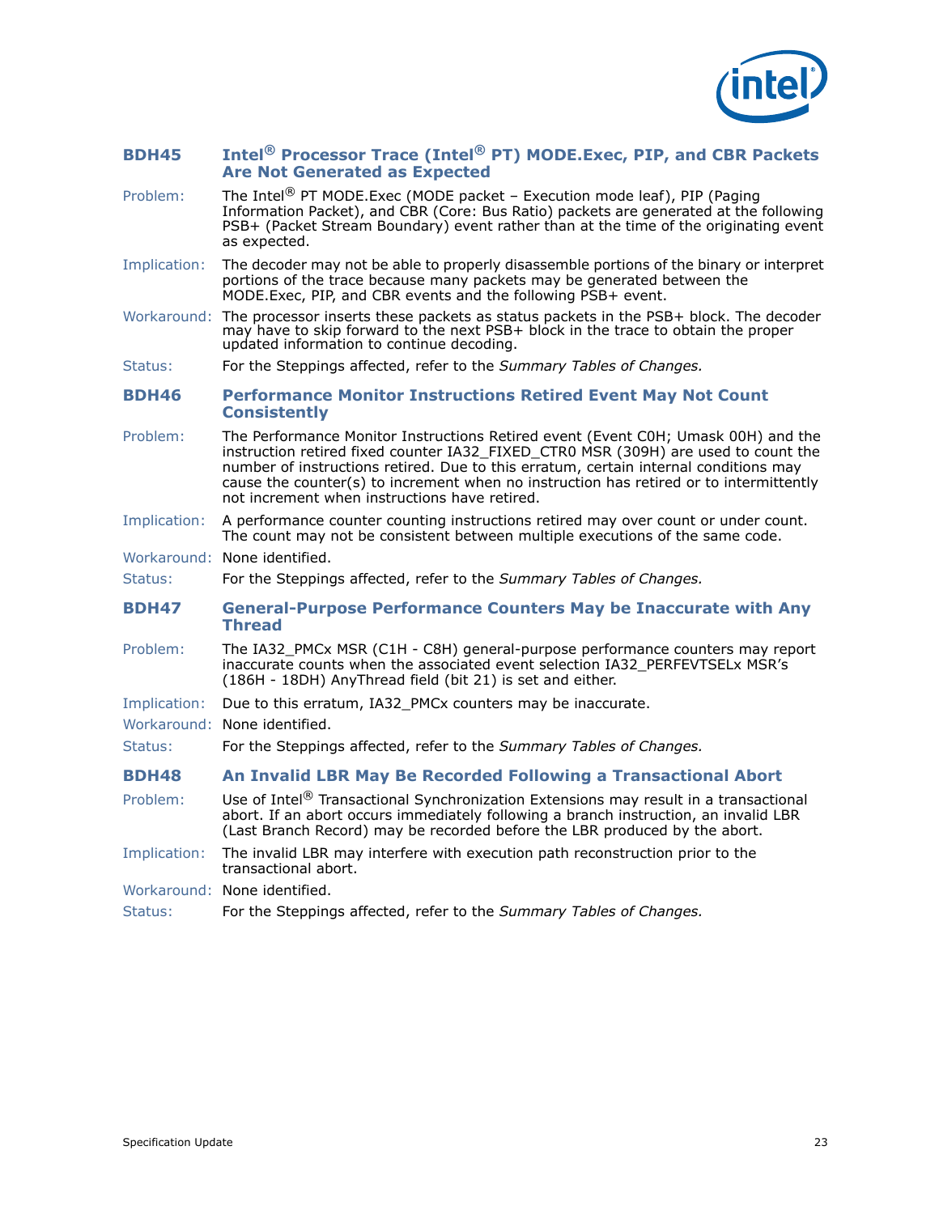### BDH45 Intel® Processor Trace (Intel® PT) MODE.Exec, PIP, and CBR Packets Are Not Generated as Expected

**Problem:** The Intel® PT MODE.Exec (MODE packet – Execution mode leaf), PIP (Paging Information Packet), and CBR (Core: Bus Ratio) packets are generated at the following PSB+ (Packet Stream Boundary) event rather than at the time of the originating event as expected.

**Implication:** The decoder may not be able to properly disassemble portions of the binary or interpret portions of the trace because many packets may be generated between the MODE.Exec, PIP, and CBR events and the following PSB+ event.

**Workaround:** The processor inserts these packets as status packets in the PSB+ block. The decoder may have to skip forward to the next PSB+ block in the trace to obtain the proper updated information to continue decoding.

**Status:** For the Steppings affected, refer to the *Summary Tables of Changes.*

### BDH46 Performance Monitor Instructions Retired Event May Not Count Consistently

**Problem:** The Performance Monitor Instructions Retired event (Event C0H; Umask 00H) and the instruction retired fixed counter IA32_FIXED_CTR0 MSR (309H) are used to count the number of instructions retired. Due to this erratum, certain internal conditions may cause the counter(s) to increment when no instruction has retired or to intermittently not increment when instructions have retired.

**Implication:** A performance counter counting instructions retired may over count or under count. The count may not be consistent between multiple executions of the same code.

**Workaround:** None identified.

**Status:** For the Steppings affected, refer to the *Summary Tables of Changes.*

### BDH47 General-Purpose Performance Counters May be Inaccurate with Any Thread

**Problem:** The IA32_PMCx MSR (C1H - C8H) general-purpose performance counters may report inaccurate counts when the associated event selection IA32_PERFEVTSELx MSR's (186H - 18DH) AnyThread field (bit 21) is set and either.

**Implication:** Due to this erratum, IA32_PMCx counters may be inaccurate.

**Workaround:** None identified.

**Status:** For the Steppings affected, refer to the *Summary Tables of Changes.*

### BDH48 An Invalid LBR May Be Recorded Following a Transactional Abort

**Problem:** Use of Intel® Transactional Synchronization Extensions may result in a transactional abort. If an abort occurs immediately following a branch instruction, an invalid LBR (Last Branch Record) may be recorded before the LBR produced by the abort.

**Implication:** The invalid LBR may interfere with execution path reconstruction prior to the transactional abort.

**Workaround:** None identified.

**Status:** For the Steppings affected, refer to the *Summary Tables of Changes.*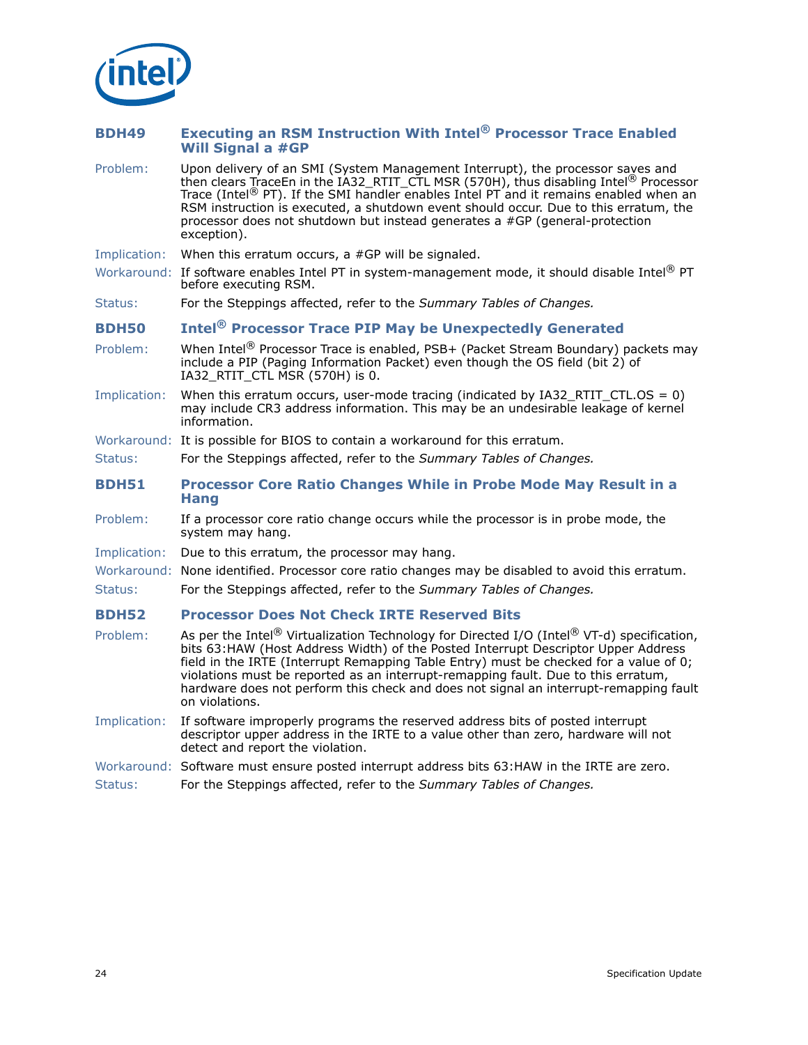### BDH49 Executing an RSM Instruction With Intel® Processor Trace Enabled Will Signal a #GP

**Problem:** Upon delivery of an SMI (System Management Interrupt), the processor saves and then clears TraceEn in the IA32_RTIT_CTL MSR (570H), thus disabling Intel® Processor Trace (Intel® PT). If the SMI handler enables Intel PT and it remains enabled when an RSM instruction is executed, a shutdown event should occur. Due to this erratum, the processor does not shutdown but instead generates a #GP (general-protection exception).

**Implication:** When this erratum occurs, a #GP will be signaled.

**Workaround:** If software enables Intel PT in system-management mode, it should disable Intel® PT before executing RSM.

**Status:** For the Steppings affected, refer to the *Summary Tables of Changes.*

### BDH50 Intel® Processor Trace PIP May be Unexpectedly Generated

**Problem:** When Intel® Processor Trace is enabled, PSB+ (Packet Stream Boundary) packets may include a PIP (Paging Information Packet) even though the OS field (bit 2) of IA32_RTIT_CTL MSR (570H) is 0.

**Implication:** When this erratum occurs, user-mode tracing (indicated by IA32_RTIT_CTL.OS = 0) may include CR3 address information. This may be an undesirable leakage of kernel information.

**Workaround:** It is possible for BIOS to contain a workaround for this erratum.

**Status:** For the Steppings affected, refer to the *Summary Tables of Changes.*

### BDH51 Processor Core Ratio Changes While in Probe Mode May Result in a Hang

**Problem:** If a processor core ratio change occurs while the processor is in probe mode, the system may hang.

**Implication:** Due to this erratum, the processor may hang.

**Workaround:** None identified. Processor core ratio changes may be disabled to avoid this erratum.

**Status:** For the Steppings affected, refer to the *Summary Tables of Changes.*

### BDH52 Processor Does Not Check IRTE Reserved Bits

**Problem:** As per the Intel® Virtualization Technology for Directed I/O (Intel® VT-d) specification, bits 63:HAW (Host Address Width) of the Posted Interrupt Descriptor Upper Address field in the IRTE (Interrupt Remapping Table Entry) must be checked for a value of 0; violations must be reported as an interrupt-remapping fault. Due to this erratum, hardware does not perform this check and does not signal an interrupt-remapping fault on violations.

**Implication:** If software improperly programs the reserved address bits of posted interrupt descriptor upper address in the IRTE to a value other than zero, hardware will not detect and report the violation.

**Workaround:** Software must ensure posted interrupt address bits 63:HAW in the IRTE are zero.

**Status:** For the Steppings affected, refer to the *Summary Tables of Changes.*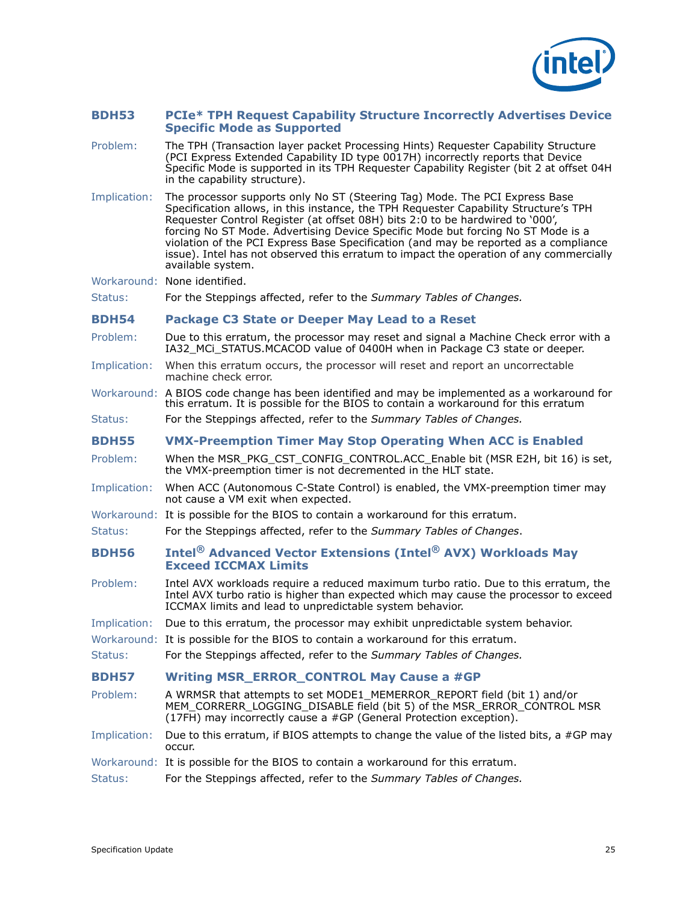### BDH53 PCIe* TPH Request Capability Structure Incorrectly Advertises Device Specific Mode as Supported

**Problem:** The TPH (Transaction layer packet Processing Hints) Requester Capability Structure (PCI Express Extended Capability ID type 0017H) incorrectly reports that Device Specific Mode is supported in its TPH Requester Capability Register (bit 2 at offset 04H in the capability structure).

**Implication:** The processor supports only No ST (Steering Tag) Mode. The PCI Express Base Specification allows, in this instance, the TPH Requester Capability Structure's TPH Requester Control Register (at offset 08H) bits 2:0 to be hardwired to '000', forcing No ST Mode. Advertising Device Specific Mode but forcing No ST Mode is a violation of the PCI Express Base Specification (and may be reported as a compliance issue). Intel has not observed this erratum to impact the operation of any commercially available system.

**Workaround:** None identified.

**Status:** For the Steppings affected, refer to the *Summary Tables of Changes.*

### BDH54 Package C3 State or Deeper May Lead to a Reset

**Problem:** Due to this erratum, the processor may reset and signal a Machine Check error with a IA32_MCi_STATUS.MCACOD value of 0400H when in Package C3 state or deeper.

**Implication:** When this erratum occurs, the processor will reset and report an uncorrectable machine check error.

**Workaround:** A BIOS code change has been identified and may be implemented as a workaround for this erratum. It is possible for the BIOS to contain a workaround for this erratum

**Status:** For the Steppings affected, refer to the *Summary Tables of Changes.*

### BDH55 VMX-Preemption Timer May Stop Operating When ACC is Enabled

**Problem:** When the MSR_PKG_CST_CONFIG_CONTROL.ACC_Enable bit (MSR E2H, bit 16) is set, the VMX-preemption timer is not decremented in the HLT state.

**Implication:** When ACC (Autonomous C-State Control) is enabled, the VMX-preemption timer may not cause a VM exit when expected.

**Workaround:** It is possible for the BIOS to contain a workaround for this erratum.

**Status:** For the Steppings affected, refer to the *Summary Tables of Changes*.

### BDH56 Intel® Advanced Vector Extensions (Intel® AVX) Workloads May Exceed ICCMAX Limits

**Problem:** Intel AVX workloads require a reduced maximum turbo ratio. Due to this erratum, the Intel AVX turbo ratio is higher than expected which may cause the processor to exceed ICCMAX limits and lead to unpredictable system behavior.

**Implication:** Due to this erratum, the processor may exhibit unpredictable system behavior.

**Workaround:** It is possible for the BIOS to contain a workaround for this erratum.

**Status:** For the Steppings affected, refer to the *Summary Tables of Changes.*

### BDH57 Writing MSR_ERROR_CONTROL May Cause a #GP

**Problem:** A WRMSR that attempts to set MODE1_MEMERROR_REPORT field (bit 1) and/or MEM_CORRERR_LOGGING_DISABLE field (bit 5) of the MSR_ERROR_CONTROL MSR (17FH) may incorrectly cause a #GP (General Protection exception).

**Implication:** Due to this erratum, if BIOS attempts to change the value of the listed bits, a #GP may occur.

**Workaround:** It is possible for the BIOS to contain a workaround for this erratum.

**Status:** For the Steppings affected, refer to the *Summary Tables of Changes.*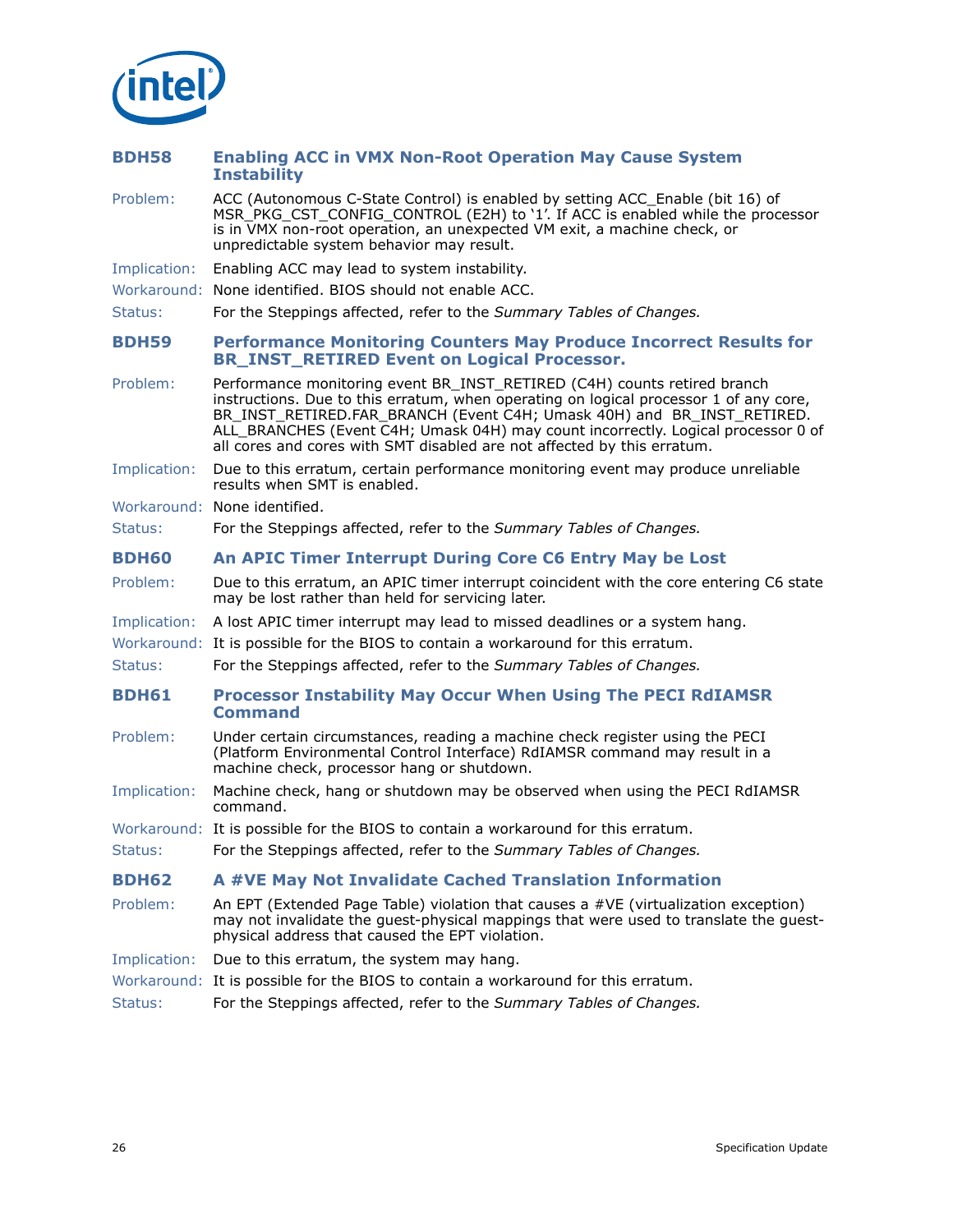### BDH58 Enabling ACC in VMX Non-Root Operation May Cause System Instability

Problem: ACC (Autonomous C-State Control) is enabled by setting ACC_Enable (bit 16) of MSR_PKG_CST_CONFIG_CONTROL (E2H) to '1'. If ACC is enabled while the processor is in VMX non-root operation, an unexpected VM exit, a machine check, or unpredictable system behavior may result.

Implication: Enabling ACC may lead to system instability.

Workaround: None identified. BIOS should not enable ACC.

Status: For the Steppings affected, refer to the *Summary Tables of Changes.*

### BDH59 Performance Monitoring Counters May Produce Incorrect Results for BR_INST_RETIRED Event on Logical Processor.

Problem: Performance monitoring event BR_INST_RETIRED (C4H) counts retired branch instructions. Due to this erratum, when operating on logical processor 1 of any core, BR_INST_RETIRED.FAR_BRANCH (Event C4H; Umask 40H) and BR_INST_RETIRED.ALL_BRANCHES (Event C4H; Umask 04H) may count incorrectly. Logical processor 0 of all cores and cores with SMT disabled are not affected by this erratum.

Implication: Due to this erratum, certain performance monitoring event may produce unreliable results when SMT is enabled.

Workaround: None identified.

Status: For the Steppings affected, refer to the *Summary Tables of Changes.*

### BDH60 An APIC Timer Interrupt During Core C6 Entry May be Lost

Problem: Due to this erratum, an APIC timer interrupt coincident with the core entering C6 state may be lost rather than held for servicing later.

Implication: A lost APIC timer interrupt may lead to missed deadlines or a system hang.

Workaround: It is possible for the BIOS to contain a workaround for this erratum.

Status: For the Steppings affected, refer to the *Summary Tables of Changes.*

### BDH61 Processor Instability May Occur When Using The PECI RdIAMSR Command

Problem: Under certain circumstances, reading a machine check register using the PECI (Platform Environmental Control Interface) RdIAMSR command may result in a machine check, processor hang or shutdown.

Implication: Machine check, hang or shutdown may be observed when using the PECI RdIAMSR command.

Workaround: It is possible for the BIOS to contain a workaround for this erratum.

Status: For the Steppings affected, refer to the *Summary Tables of Changes.*

### BDH62 A #VE May Not Invalidate Cached Translation Information

Problem: An EPT (Extended Page Table) violation that causes a #VE (virtualization exception) may not invalidate the guest-physical mappings that were used to translate the guest-physical address that caused the EPT violation.

Implication: Due to this erratum, the system may hang.

Workaround: It is possible for the BIOS to contain a workaround for this erratum.

Status: For the Steppings affected, refer to the *Summary Tables of Changes.*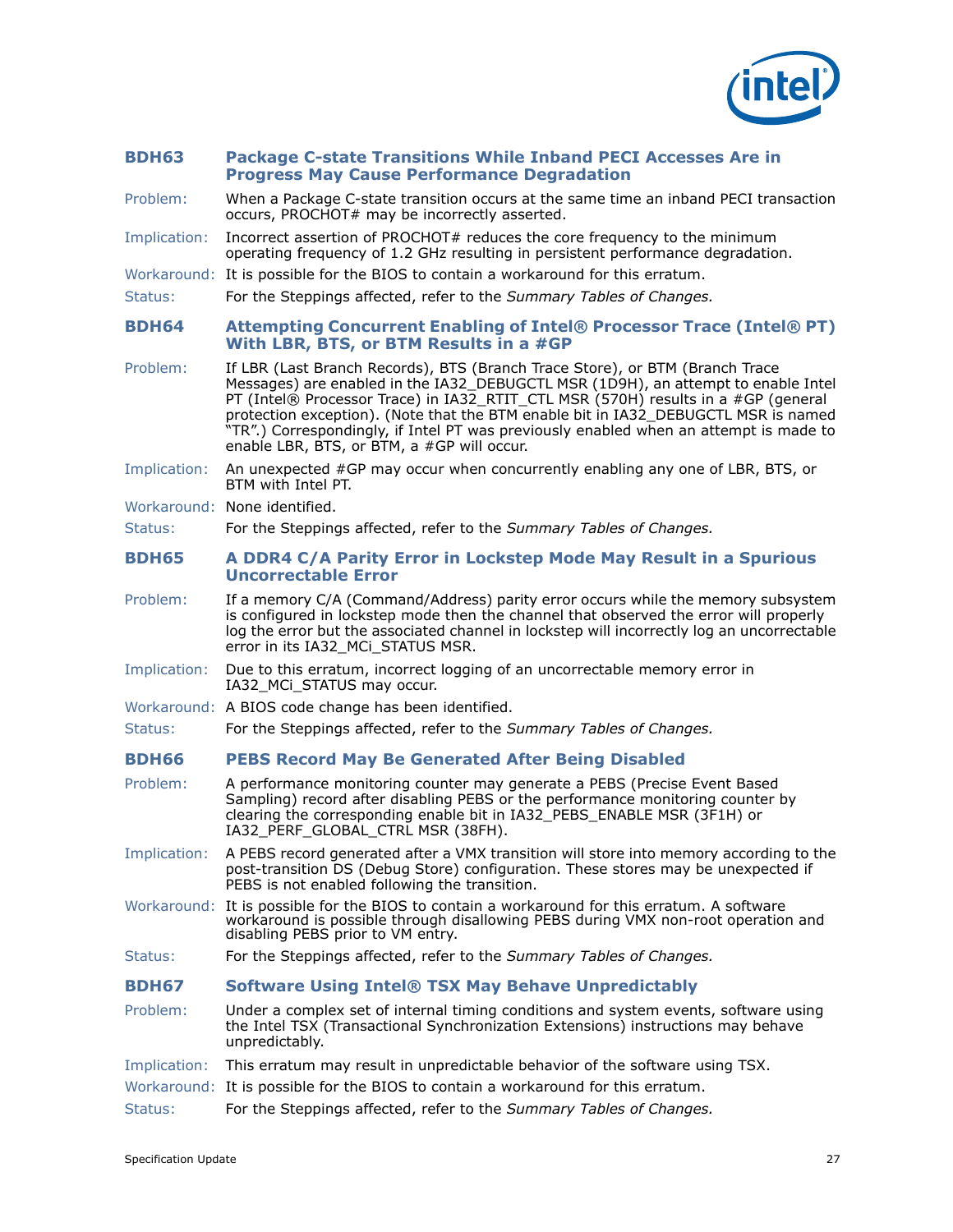### BDH63 Package C-state Transitions While Inband PECI Accesses Are in Progress May Cause Performance Degradation

Problem: When a Package C-state transition occurs at the same time an inband PECI transaction occurs, PROCHOT# may be incorrectly asserted.

Implication: Incorrect assertion of PROCHOT# reduces the core frequency to the minimum operating frequency of 1.2 GHz resulting in persistent performance degradation.

Workaround: It is possible for the BIOS to contain a workaround for this erratum.

Status: For the Steppings affected, refer to the *Summary Tables of Changes.*

### BDH64 Attempting Concurrent Enabling of Intel® Processor Trace (Intel® PT) With LBR, BTS, or BTM Results in a #GP

Problem: If LBR (Last Branch Records), BTS (Branch Trace Store), or BTM (Branch Trace Messages) are enabled in the IA32_DEBUGCTL MSR (1D9H), an attempt to enable Intel PT (Intel® Processor Trace) in IA32_RTIT_CTL MSR (570H) results in a #GP (general protection exception). (Note that the BTM enable bit in IA32_DEBUGCTL MSR is named "TR".) Correspondingly, if Intel PT was previously enabled when an attempt is made to enable LBR, BTS, or BTM, a #GP will occur.

Implication: An unexpected #GP may occur when concurrently enabling any one of LBR, BTS, or BTM with Intel PT.

Workaround: None identified.

Status: For the Steppings affected, refer to the *Summary Tables of Changes.*

### BDH65 A DDR4 C/A Parity Error in Lockstep Mode May Result in a Spurious Uncorrectable Error

Problem: If a memory C/A (Command/Address) parity error occurs while the memory subsystem is configured in lockstep mode then the channel that observed the error will properly log the error but the associated channel in lockstep will incorrectly log an uncorrectable error in its IA32_MCi_STATUS MSR.

Implication: Due to this erratum, incorrect logging of an uncorrectable memory error in IA32_MCi_STATUS may occur.

Workaround: A BIOS code change has been identified.

Status: For the Steppings affected, refer to the *Summary Tables of Changes.*

### BDH66 PEBS Record May Be Generated After Being Disabled

Problem: A performance monitoring counter may generate a PEBS (Precise Event Based Sampling) record after disabling PEBS or the performance monitoring counter by clearing the corresponding enable bit in IA32_PEBS_ENABLE MSR (3F1H) or IA32_PERF_GLOBAL_CTRL MSR (38FH).

Implication: A PEBS record generated after a VMX transition will store into memory according to the post-transition DS (Debug Store) configuration. These stores may be unexpected if PEBS is not enabled following the transition.

Workaround: It is possible for the BIOS to contain a workaround for this erratum. A software workaround is possible through disallowing PEBS during VMX non-root operation and disabling PEBS prior to VM entry.

Status: For the Steppings affected, refer to the *Summary Tables of Changes.*

### BDH67 Software Using Intel® TSX May Behave Unpredictably

Problem: Under a complex set of internal timing conditions and system events, software using the Intel TSX (Transactional Synchronization Extensions) instructions may behave unpredictably.

Implication: This erratum may result in unpredictable behavior of the software using TSX.

Workaround: It is possible for the BIOS to contain a workaround for this erratum.

Status: For the Steppings affected, refer to the *Summary Tables of Changes.*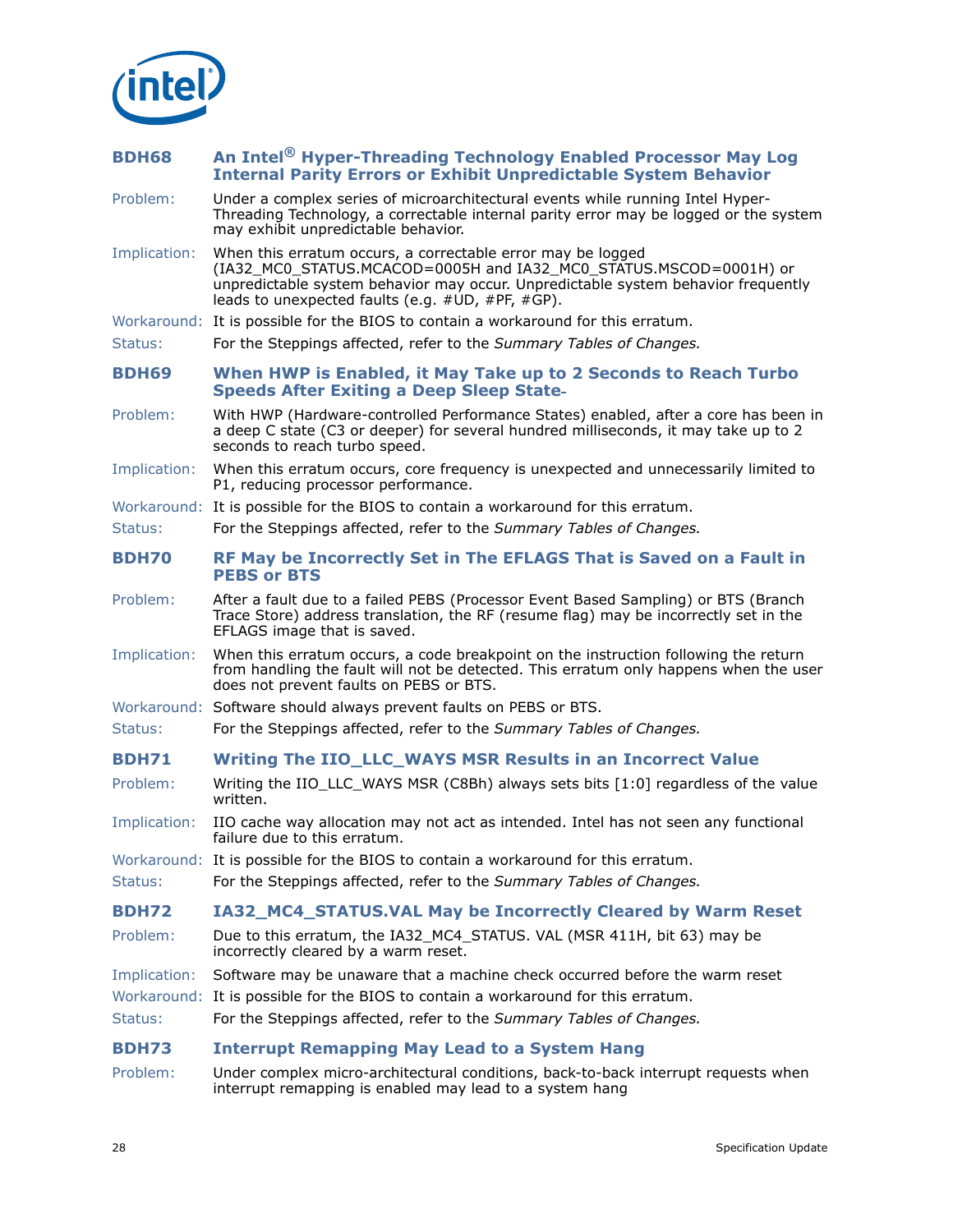### BDH68 An Intel® Hyper-Threading Technology Enabled Processor May Log Internal Parity Errors or Exhibit Unpredictable System Behavior

Problem: Under a complex series of microarchitectural events while running Intel Hyper-Threading Technology, a correctable internal parity error may be logged or the system may exhibit unpredictable behavior.

Implication: When this erratum occurs, a correctable error may be logged (IA32_MC0_STATUS.MCACOD=0005H and IA32_MC0_STATUS.MSCOD=0001H) or unpredictable system behavior may occur. Unpredictable system behavior frequently leads to unexpected faults (e.g. #UD, #PF, #GP).

Workaround: It is possible for the BIOS to contain a workaround for this erratum.

Status: For the Steppings affected, refer to the *Summary Tables of Changes.*

### BDH69 When HWP is Enabled, it May Take up to 2 Seconds to Reach Turbo Speeds After Exiting a Deep Sleep State

Problem: With HWP (Hardware-controlled Performance States) enabled, after a core has been in a deep C state (C3 or deeper) for several hundred milliseconds, it may take up to 2 seconds to reach turbo speed.

Implication: When this erratum occurs, core frequency is unexpected and unnecessarily limited to P1, reducing processor performance.

Workaround: It is possible for the BIOS to contain a workaround for this erratum.

Status: For the Steppings affected, refer to the *Summary Tables of Changes.*

### BDH70 RF May be Incorrectly Set in The EFLAGS That is Saved on a Fault in PEBS or BTS

Problem: After a fault due to a failed PEBS (Processor Event Based Sampling) or BTS (Branch Trace Store) address translation, the RF (resume flag) may be incorrectly set in the EFLAGS image that is saved.

Implication: When this erratum occurs, a code breakpoint on the instruction following the return from handling the fault will not be detected. This erratum only happens when the user does not prevent faults on PEBS or BTS.

Workaround: Software should always prevent faults on PEBS or BTS.

Status: For the Steppings affected, refer to the *Summary Tables of Changes.*

### BDH71 Writing The IIO_LLC_WAYS MSR Results in an Incorrect Value

Problem: Writing the IIO_LLC_WAYS MSR (C8Bh) always sets bits [1:0] regardless of the value written.

Implication: IIO cache way allocation may not act as intended. Intel has not seen any functional failure due to this erratum.

Workaround: It is possible for the BIOS to contain a workaround for this erratum.

Status: For the Steppings affected, refer to the *Summary Tables of Changes.*

### BDH72 IA32_MC4_STATUS.VAL May be Incorrectly Cleared by Warm Reset

Problem: Due to this erratum, the IA32_MC4_STATUS. VAL (MSR 411H, bit 63) may be incorrectly cleared by a warm reset.

Implication: Software may be unaware that a machine check occurred before the warm reset

Workaround: It is possible for the BIOS to contain a workaround for this erratum.

Status: For the Steppings affected, refer to the *Summary Tables of Changes.*

### BDH73 Interrupt Remapping May Lead to a System Hang

Problem: Under complex micro-architectural conditions, back-to-back interrupt requests when interrupt remapping is enabled may lead to a system hang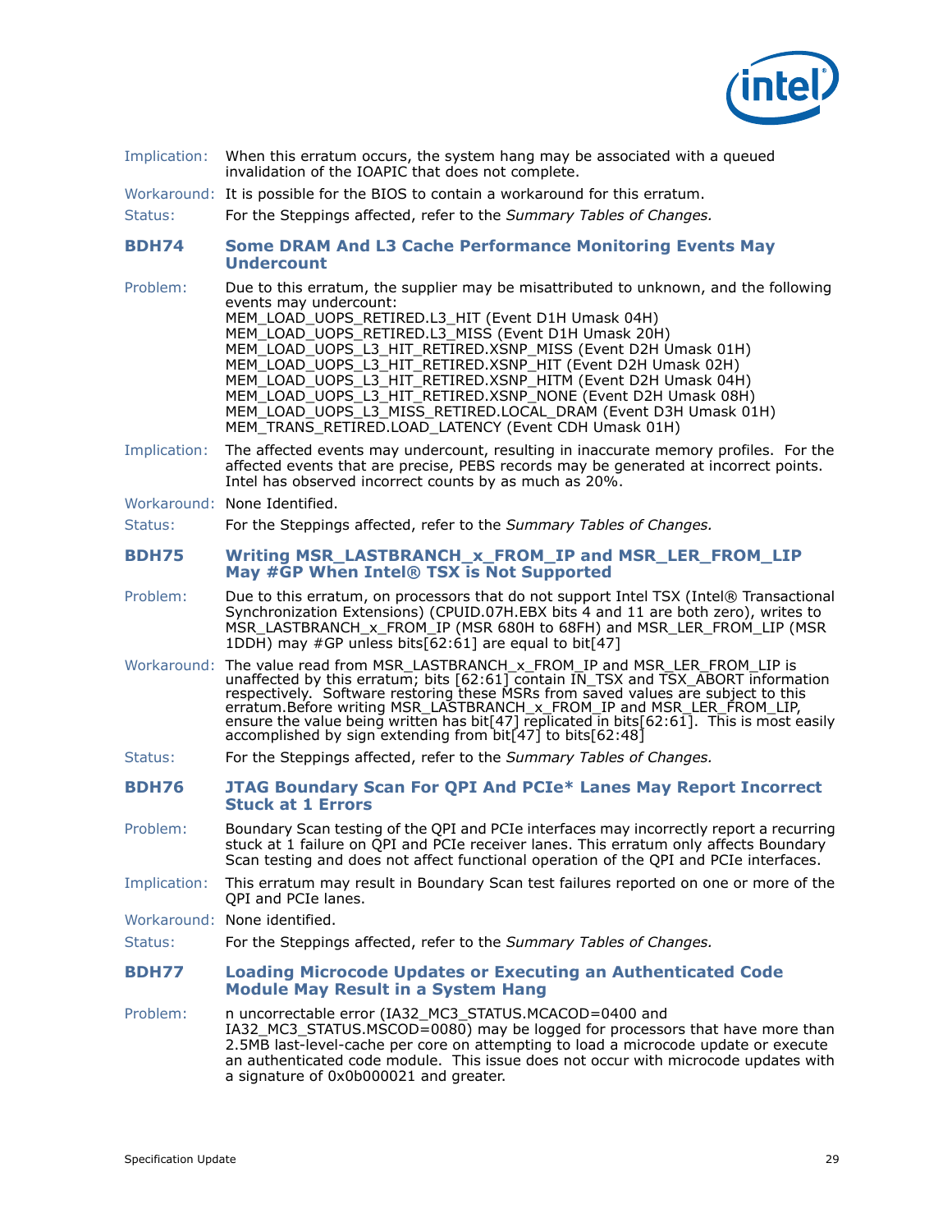Implication: When this erratum occurs, the system hang may be associated with a queued invalidation of the IOAPIC that does not complete.

Workaround: It is possible for the BIOS to contain a workaround for this erratum.

Status: For the Steppings affected, refer to the *Summary Tables of Changes.*

### BDH74 Some DRAM And L3 Cache Performance Monitoring Events May Undercount

Problem: Due to this erratum, the supplier may be misattributed to unknown, and the following events may undercount:
MEM_LOAD_UOPS_RETIRED.L3_HIT (Event D1H Umask 04H)
MEM_LOAD_UOPS_RETIRED.L3_MISS (Event D1H Umask 20H)
MEM_LOAD_UOPS_L3_HIT_RETIRED.XSNP_MISS (Event D2H Umask 01H)
MEM_LOAD_UOPS_L3_HIT_RETIRED.XSNP_HIT (Event D2H Umask 02H)
MEM_LOAD_UOPS_L3_HIT_RETIRED.XSNP_HITM (Event D2H Umask 04H)
MEM_LOAD_UOPS_L3_HIT_RETIRED.XSNP_NONE (Event D2H Umask 08H)
MEM_LOAD_UOPS_L3_MISS_RETIRED.LOCAL_DRAM (Event D3H Umask 01H)
MEM_TRANS_RETIRED.LOAD_LATENCY (Event CDH Umask 01H)

Implication: The affected events may undercount, resulting in inaccurate memory profiles. For the affected events that are precise, PEBS records may be generated at incorrect points. Intel has observed incorrect counts by as much as 20%.

Workaround: None Identified.

Status: For the Steppings affected, refer to the *Summary Tables of Changes.*

### BDH75 Writing MSR_LASTBRANCH_x_FROM_IP and MSR_LER_FROM_LIP May #GP When Intel® TSX is Not Supported

Problem: Due to this erratum, on processors that do not support Intel TSX (Intel® Transactional Synchronization Extensions) (CPUID.07H.EBX bits 4 and 11 are both zero), writes to MSR_LASTBRANCH_x_FROM_IP (MSR 680H to 68FH) and MSR_LER_FROM_LIP (MSR 1DDH) may #GP unless bits[62:61] are equal to bit[47]

Workaround: The value read from MSR_LASTBRANCH_x_FROM_IP and MSR_LER_FROM_LIP is unaffected by this erratum; bits [62:61] contain IN_TSX and TSX_ABORT information respectively. Software restoring these MSRs from saved values are subject to this erratum.Before writing MSR_LASTBRANCH_x_FROM_IP and MSR_LER_FROM_LIP, ensure the value being written has bit[47] replicated in bits[62:61]. This is most easily accomplished by sign extending from bit[47] to bits[62:48]

Status: For the Steppings affected, refer to the *Summary Tables of Changes.*

### BDH76 JTAG Boundary Scan For QPI And PCIe* Lanes May Report Incorrect Stuck at 1 Errors

Problem: Boundary Scan testing of the QPI and PCIe interfaces may incorrectly report a recurring stuck at 1 failure on QPI and PCIe receiver lanes. This erratum only affects Boundary Scan testing and does not affect functional operation of the QPI and PCIe interfaces.

Implication: This erratum may result in Boundary Scan test failures reported on one or more of the QPI and PCIe lanes.

Workaround: None identified.

Status: For the Steppings affected, refer to the *Summary Tables of Changes.*

### BDH77 Loading Microcode Updates or Executing an Authenticated Code Module May Result in a System Hang

Problem: n uncorrectable error (IA32_MC3_STATUS.MCACOD=0400 and IA32_MC3_STATUS.MSCOD=0080) may be logged for processors that have more than 2.5MB last-level-cache per core on attempting to load a microcode update or execute an authenticated code module. This issue does not occur with microcode updates with a signature of 0x0b000021 and greater.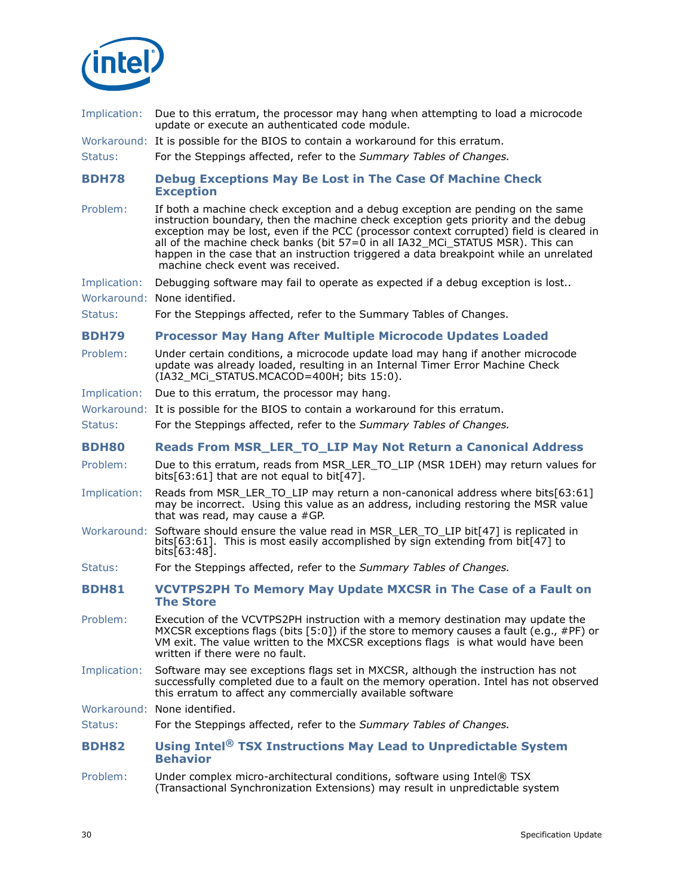Implication: Due to this erratum, the processor may hang when attempting to load a microcode update or execute an authenticated code module.

Workaround: It is possible for the BIOS to contain a workaround for this erratum.

Status: For the Steppings affected, refer to the *Summary Tables of Changes.*

### BDH78 Debug Exceptions May Be Lost in The Case Of Machine Check Exception

Problem: If both a machine check exception and a debug exception are pending on the same instruction boundary, then the machine check exception gets priority and the debug exception may be lost, even if the PCC (processor context corrupted) field is cleared in all of the machine check banks (bit 57=0 in all IA32_MCi_STATUS MSR). This can happen in the case that an instruction triggered a data breakpoint while an unrelated machine check event was received.

Implication: Debugging software may fail to operate as expected if a debug exception is lost..

Workaround: None identified.

Status: For the Steppings affected, refer to the Summary Tables of Changes.

### BDH79 Processor May Hang After Multiple Microcode Updates Loaded

Problem: Under certain conditions, a microcode update load may hang if another microcode update was already loaded, resulting in an Internal Timer Error Machine Check (IA32_MCi_STATUS.MCACOD=400H; bits 15:0).

Implication: Due to this erratum, the processor may hang.

Workaround: It is possible for the BIOS to contain a workaround for this erratum.

Status: For the Steppings affected, refer to the *Summary Tables of Changes.*

### BDH80 Reads From MSR_LER_TO_LIP May Not Return a Canonical Address

Problem: Due to this erratum, reads from MSR_LER_TO_LIP (MSR 1DEH) may return values for bits[63:61] that are not equal to bit[47].

Implication: Reads from MSR_LER_TO_LIP may return a non-canonical address where bits[63:61] may be incorrect. Using this value as an address, including restoring the MSR value that was read, may cause a #GP.

Workaround: Software should ensure the value read in MSR_LER_TO_LIP bit[47] is replicated in bits[63:61]. This is most easily accomplished by sign extending from bit[47] to bits[63:48].

Status: For the Steppings affected, refer to the *Summary Tables of Changes.*

### BDH81 VCVTPS2PH To Memory May Update MXCSR in The Case of a Fault on The Store

Problem: Execution of the VCVTPS2PH instruction with a memory destination may update the MXCSR exceptions flags (bits [5:0]) if the store to memory causes a fault (e.g., #PF) or VM exit. The value written to the MXCSR exceptions flags is what would have been written if there were no fault.

Implication: Software may see exceptions flags set in MXCSR, although the instruction has not successfully completed due to a fault on the memory operation. Intel has not observed this erratum to affect any commercially available software

Workaround: None identified.

Status: For the Steppings affected, refer to the *Summary Tables of Changes.*

### BDH82 Using Intel® TSX Instructions May Lead to Unpredictable System Behavior

Problem: Under complex micro-architectural conditions, software using Intel® TSX (Transactional Synchronization Extensions) may result in unpredictable system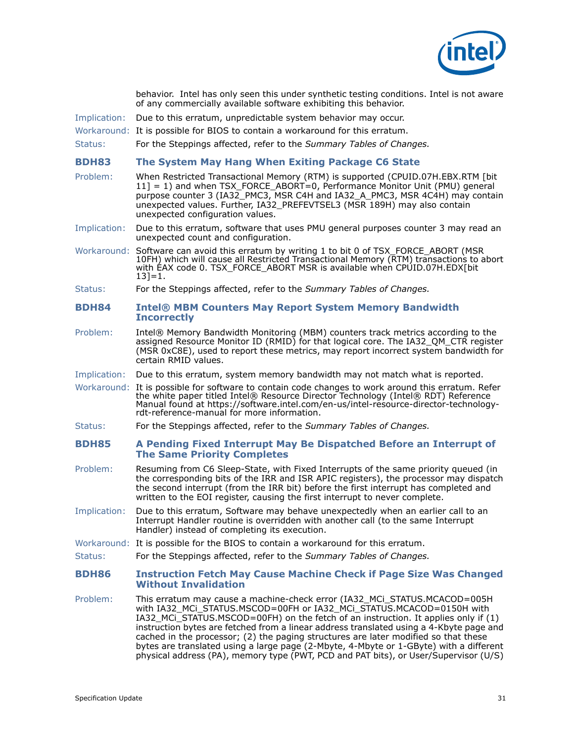behavior. Intel has only seen this under synthetic testing conditions. Intel is not aware of any commercially available software exhibiting this behavior.

Implication: Due to this erratum, unpredictable system behavior may occur.

Workaround: It is possible for BIOS to contain a workaround for this erratum.

Status: For the Steppings affected, refer to the *Summary Tables of Changes.*

### BDH83 The System May Hang When Exiting Package C6 State

Problem: When Restricted Transactional Memory (RTM) is supported (CPUID.07H.EBX.RTM [bit 11] = 1) and when TSX_FORCE_ABORT=0, Performance Monitor Unit (PMU) general purpose counter 3 (IA32_PMC3, MSR C4H and IA32_A_PMC3, MSR 4C4H) may contain unexpected values. Further, IA32_PREFEVTSEL3 (MSR 189H) may also contain unexpected configuration values.

Implication: Due to this erratum, software that uses PMU general purposes counter 3 may read an unexpected count and configuration.

Workaround: Software can avoid this erratum by writing 1 to bit 0 of TSX_FORCE_ABORT (MSR 10FH) which will cause all Restricted Transactional Memory (RTM) transactions to abort with EAX code 0. TSX_FORCE_ABORT MSR is available when CPUID.07H.EDX[bit 13]=1.

Status: For the Steppings affected, refer to the *Summary Tables of Changes.*

### BDH84 Intel® MBM Counters May Report System Memory Bandwidth Incorrectly

Problem: Intel® Memory Bandwidth Monitoring (MBM) counters track metrics according to the assigned Resource Monitor ID (RMID) for that logical core. The IA32_QM_CTR register (MSR 0xC8E), used to report these metrics, may report incorrect system bandwidth for certain RMID values.

Implication: Due to this erratum, system memory bandwidth may not match what is reported.

Workaround: It is possible for software to contain code changes to work around this erratum. Refer the white paper titled Intel® Resource Director Technology (Intel® RDT) Reference Manual found at https://software.intel.com/en-us/intel-resource-director-technology-rdt-reference-manual for more information.

Status: For the Steppings affected, refer to the *Summary Tables of Changes.*

### BDH85 A Pending Fixed Interrupt May Be Dispatched Before an Interrupt of The Same Priority Completes

Problem: Resuming from C6 Sleep-State, with Fixed Interrupts of the same priority queued (in the corresponding bits of the IRR and ISR APIC registers), the processor may dispatch the second interrupt (from the IRR bit) before the first interrupt has completed and written to the EOI register, causing the first interrupt to never complete.

Implication: Due to this erratum, Software may behave unexpectedly when an earlier call to an Interrupt Handler routine is overridden with another call (to the same Interrupt Handler) instead of completing its execution.

Workaround: It is possible for the BIOS to contain a workaround for this erratum.

Status: For the Steppings affected, refer to the *Summary Tables of Changes.*

### BDH86 Instruction Fetch May Cause Machine Check if Page Size Was Changed Without Invalidation

Problem: This erratum may cause a machine-check error (IA32_MCi_STATUS.MCACOD=005H with IA32_MCi_STATUS.MSCOD=00FH or IA32_MCi_STATUS.MCACOD=0150H with IA32_MCi_STATUS.MSCOD=00FH) on the fetch of an instruction. It applies only if (1) instruction bytes are fetched from a linear address translated using a 4-Kbyte page and cached in the processor; (2) the paging structures are later modified so that these bytes are translated using a large page (2-Mbyte, 4-Mbyte or 1-GByte) with a different physical address (PA), memory type (PWT, PCD and PAT bits), or User/Supervisor (U/S)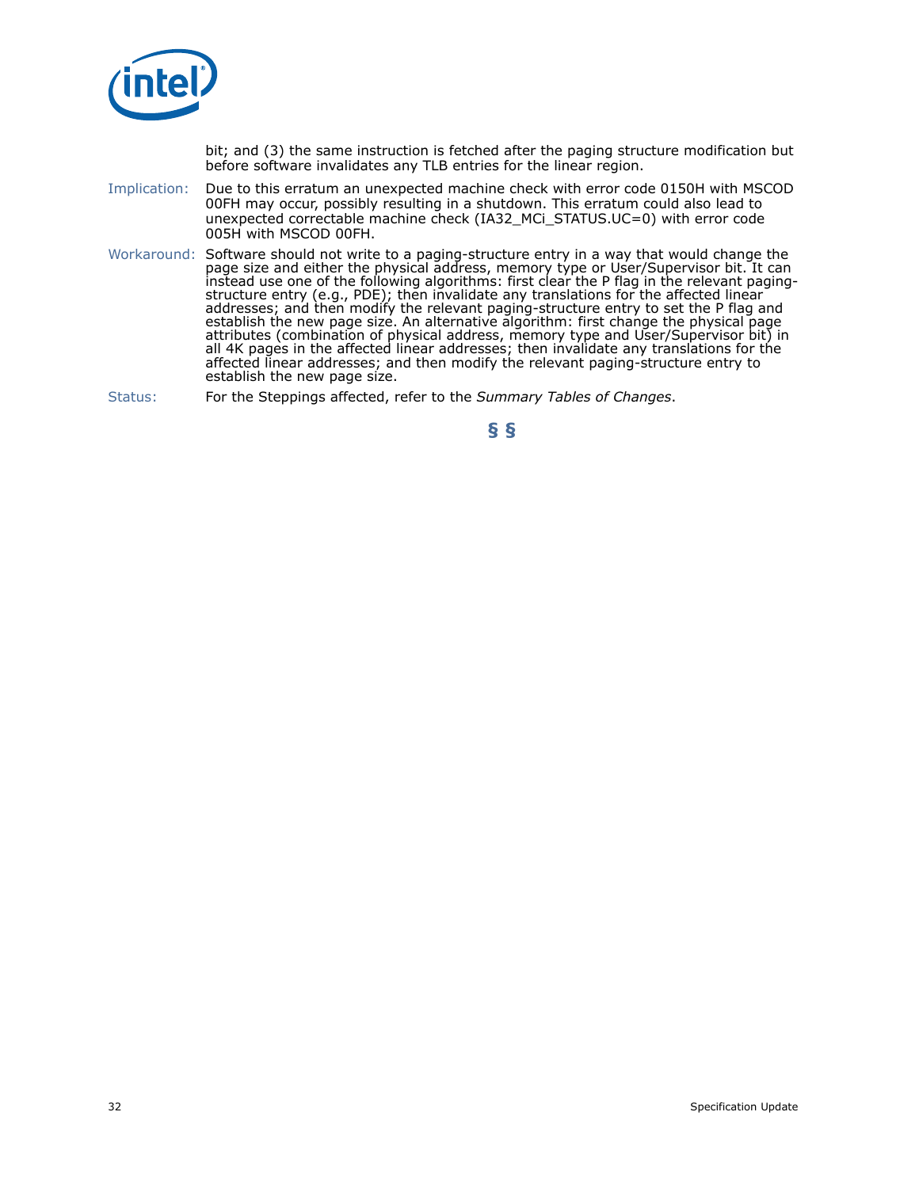bit; and (3) the same instruction is fetched after the paging structure modification but before software invalidates any TLB entries for the linear region.

Implication: Due to this erratum an unexpected machine check with error code 0150H with MSCOD 00FH may occur, possibly resulting in a shutdown. This erratum could also lead to unexpected correctable machine check (IA32_MCi_STATUS.UC=0) with error code 005H with MSCOD 00FH.

Workaround: Software should not write to a paging-structure entry in a way that would change the page size and either the physical address, memory type or User/Supervisor bit. It can instead use one of the following algorithms: first clear the P flag in the relevant paging-structure entry (e.g., PDE); then invalidate any translations for the affected linear addresses; and then modify the relevant paging-structure entry to set the P flag and establish the new page size. An alternative algorithm: first change the physical page attributes (combination of physical address, memory type and User/Supervisor bit) in all 4K pages in the affected linear addresses; then invalidate any translations for the affected linear addresses; and then modify the relevant paging-structure entry to establish the new page size.

Status: For the Steppings affected, refer to the *Summary Tables of Changes*.

§ §